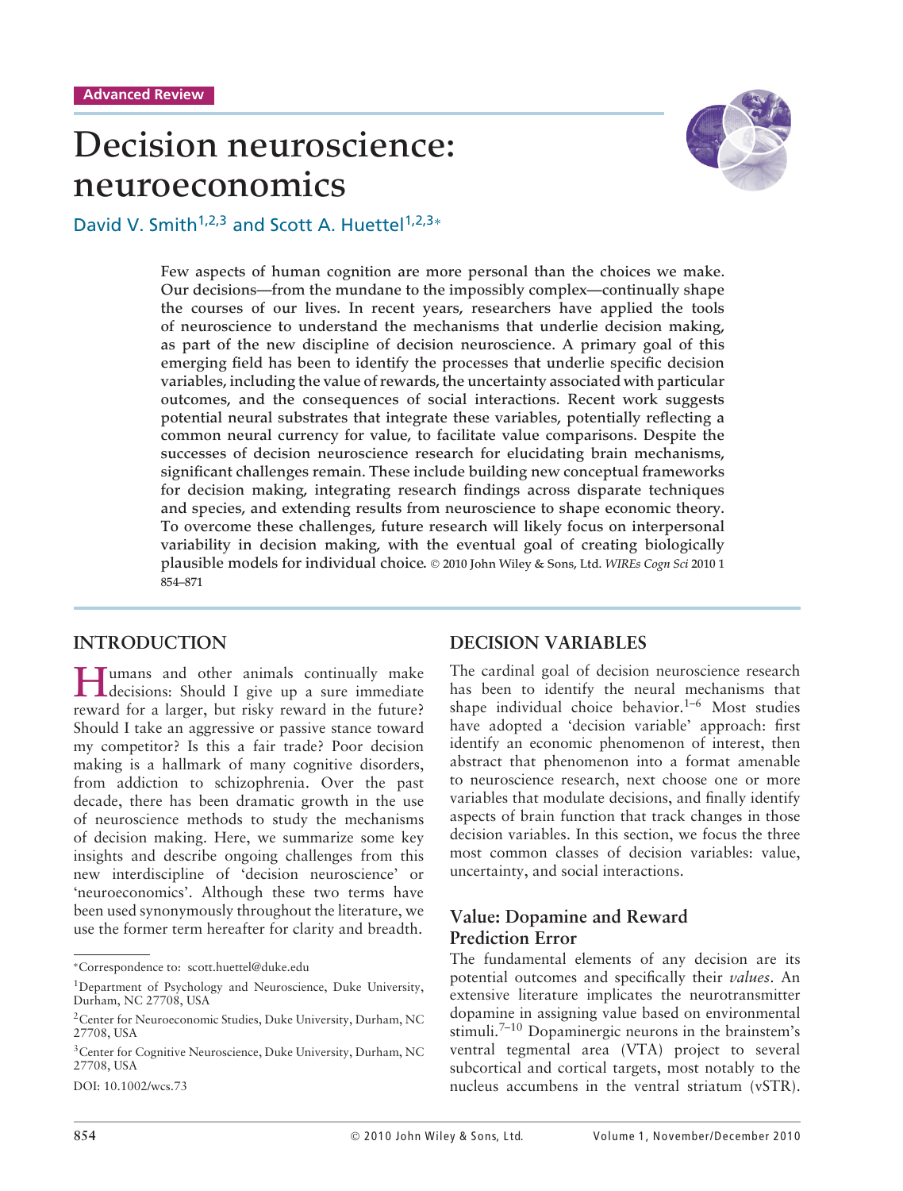Advanced Review

# Decision neuroscience: neuroeconomics

David V. Smith[1,2,3] and Scott A. Huettel[1,2,3]*

**Few aspects of human cognition are more personal than the choices we make. Our decisions—from the mundane to the impossibly complex—continually shape the courses of our lives. In recent years, researchers have applied the tools of neuroscience to understand the mechanisms that underlie decision making, as part of the new discipline of decision neuroscience. A primary goal of this emerging field has been to identify the processes that underlie specific decision variables, including the value of rewards, the uncertainty associated with particular outcomes, and the consequences of social interactions. Recent work suggests potential neural substrates that integrate these variables, potentially reflecting a common neural currency for value, to facilitate value comparisons. Despite the successes of decision neuroscience research for elucidating brain mechanisms, significant challenges remain. These include building new conceptual frameworks for decision making, integrating research findings across disparate techniques and species, and extending results from neuroscience to shape economic theory. To overcome these challenges, future research will likely focus on interpersonal variability in decision making, with the eventual goal of creating biologically plausible models for individual choice.** © 2010 John Wiley & Sons, Ltd. *WIREs Cogn Sci* 2010 1 854–871

## INTRODUCTION

Humans and other animals continually make decisions: Should I give up a sure immediate reward for a larger, but risky reward in the future? Should I take an aggressive or passive stance toward my competitor? Is this a fair trade? Poor decision making is a hallmark of many cognitive disorders, from addiction to schizophrenia. Over the past decade, there has been dramatic growth in the use of neuroscience methods to study the mechanisms of decision making. Here, we summarize some key insights and describe ongoing challenges from this new interdiscipline of 'decision neuroscience' or 'neuroeconomics'. Although these two terms have been used synonymously throughout the literature, we use the former term hereafter for clarity and breadth.

*Correspondence to: scott.huettel@duke.edu

[1]Department of Psychology and Neuroscience, Duke University, Durham, NC 27708, USA

[2]Center for Neuroeconomic Studies, Duke University, Durham, NC 27708, USA

[3]Center for Cognitive Neuroscience, Duke University, Durham, NC 27708, USA

DOI: 10.1002/wcs.73

## DECISION VARIABLES

The cardinal goal of decision neuroscience research has been to identify the neural mechanisms that shape individual choice behavior.[1–6] Most studies have adopted a 'decision variable' approach: first identify an economic phenomenon of interest, then abstract that phenomenon into a format amenable to neuroscience research, next choose one or more variables that modulate decisions, and finally identify aspects of brain function that track changes in those decision variables. In this section, we focus the three most common classes of decision variables: value, uncertainty, and social interactions.

### Value: Dopamine and Reward Prediction Error

The fundamental elements of any decision are its potential outcomes and specifically their *values*. An extensive literature implicates the neurotransmitter dopamine in assigning value based on environmental stimuli.[7–10] Dopaminergic neurons in the brainstem's ventral tegmental area (VTA) project to several subcortical and cortical targets, most notably to the nucleus accumbens in the ventral striatum (vSTR).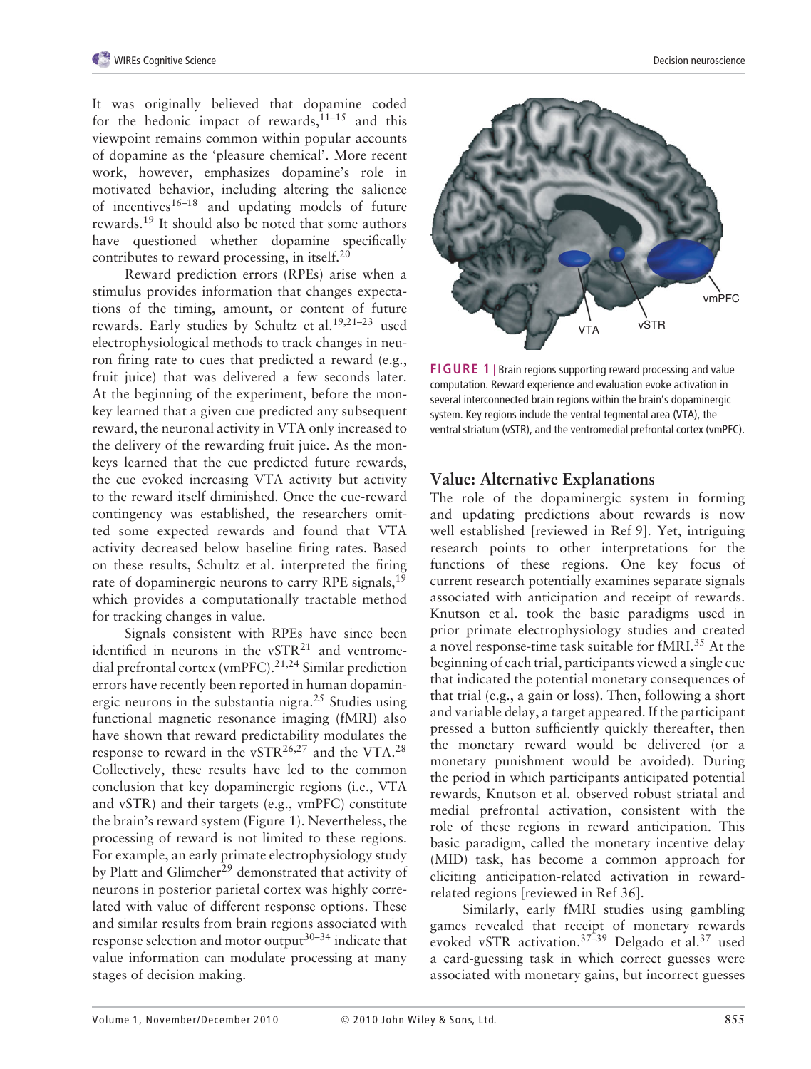It was originally believed that dopamine coded for the hedonic impact of rewards,[11–15] and this viewpoint remains common within popular accounts of dopamine as the 'pleasure chemical'. More recent work, however, emphasizes dopamine's role in motivated behavior, including altering the salience of incentives[16–18] and updating models of future rewards.[19] It should also be noted that some authors have questioned whether dopamine specifically contributes to reward processing, in itself.[20]

Reward prediction errors (RPEs) arise when a stimulus provides information that changes expectations of the timing, amount, or content of future rewards. Early studies by Schultz et al.[19,21–23] used electrophysiological methods to track changes in neuron firing rate to cues that predicted a reward (e.g., fruit juice) that was delivered a few seconds later. At the beginning of the experiment, before the monkey learned that a given cue predicted any subsequent reward, the neuronal activity in VTA only increased to the delivery of the rewarding fruit juice. As the monkeys learned that the cue predicted future rewards, the cue evoked increasing VTA activity but activity to the reward itself diminished. Once the cue-reward contingency was established, the researchers omitted some expected rewards and found that VTA activity decreased below baseline firing rates. Based on these results, Schultz et al. interpreted the firing rate of dopaminergic neurons to carry RPE signals,[19] which provides a computationally tractable method for tracking changes in value.

Signals consistent with RPEs have since been identified in neurons in the vSTR[21] and ventromedial prefrontal cortex (vmPFC).[21,24] Similar prediction errors have recently been reported in human dopaminergic neurons in the substantia nigra.[25] Studies using functional magnetic resonance imaging (fMRI) also have shown that reward predictability modulates the response to reward in the vSTR[26,27] and the VTA.[28] Collectively, these results have led to the common conclusion that key dopaminergic regions (i.e., VTA and vSTR) and their targets (e.g., vmPFC) constitute the brain's reward system (Figure 1). Nevertheless, the processing of reward is not limited to these regions. For example, an early primate electrophysiology study by Platt and Glimcher[29] demonstrated that activity of neurons in posterior parietal cortex was highly correlated with value of different response options. These and similar results from brain regions associated with response selection and motor output[30–34] indicate that value information can modulate processing at many stages of decision making.

vmPFC

VTA

vSTR

**FIGURE 1** | Brain regions supporting reward processing and value computation. Reward experience and evaluation evoke activation in several interconnected brain regions within the brain's dopaminergic system. Key regions include the ventral tegmental area (VTA), the ventral striatum (vSTR), and the ventromedial prefrontal cortex (vmPFC).

## Value: Alternative Explanations

The role of the dopaminergic system in forming and updating predictions about rewards is now well established [reviewed in Ref 9]. Yet, intriguing research points to other interpretations for the functions of these regions. One key focus of current research potentially examines separate signals associated with anticipation and receipt of rewards. Knutson et al. took the basic paradigms used in prior primate electrophysiology studies and created a novel response-time task suitable for fMRI.[35] At the beginning of each trial, participants viewed a single cue that indicated the potential monetary consequences of that trial (e.g., a gain or loss). Then, following a short and variable delay, a target appeared. If the participant pressed a button sufficiently quickly thereafter, then the monetary reward would be delivered (or a monetary punishment would be avoided). During the period in which participants anticipated potential rewards, Knutson et al. observed robust striatal and medial prefrontal activation, consistent with the role of these regions in reward anticipation. This basic paradigm, called the monetary incentive delay (MID) task, has become a common approach for eliciting anticipation-related activation in reward-related regions [reviewed in Ref 36].

Similarly, early fMRI studies using gambling games revealed that receipt of monetary rewards evoked vSTR activation.[37–39] Delgado et al.[37] used a card-guessing task in which correct guesses were associated with monetary gains, but incorrect guesses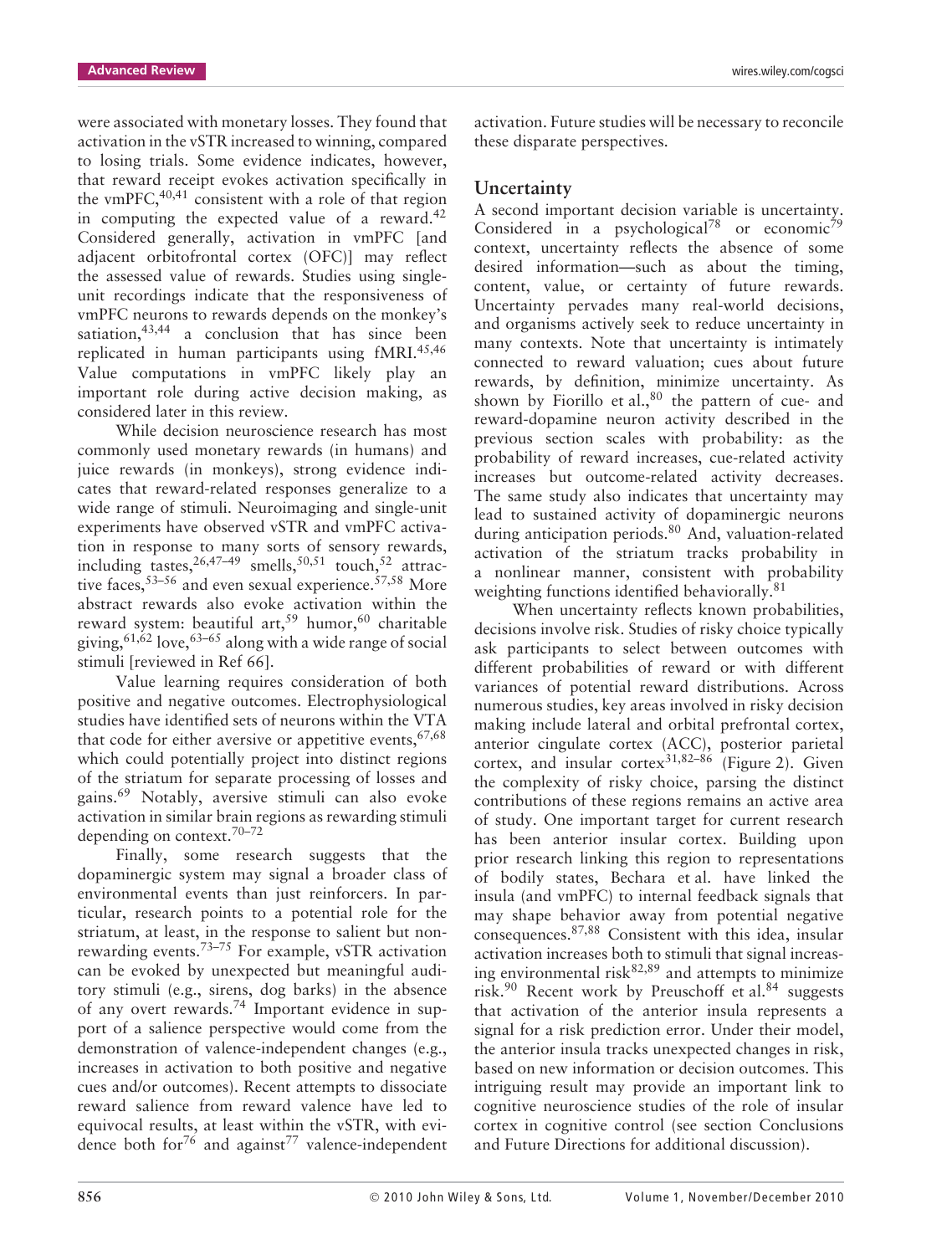were associated with monetary losses. They found that activation in the vSTR increased to winning, compared to losing trials. Some evidence indicates, however, that reward receipt evokes activation specifically in the vmPFC,[40,41] consistent with a role of that region in computing the expected value of a reward.[42] Considered generally, activation in vmPFC [and adjacent orbitofrontal cortex (OFC)] may reflect the assessed value of rewards. Studies using single-unit recordings indicate that the responsiveness of vmPFC neurons to rewards depends on the monkey's satiation,[43,44] a conclusion that has since been replicated in human participants using fMRI.[45,46] Value computations in vmPFC likely play an important role during active decision making, as considered later in this review.

While decision neuroscience research has most commonly used monetary rewards (in humans) and juice rewards (in monkeys), strong evidence indicates that reward-related responses generalize to a wide range of stimuli. Neuroimaging and single-unit experiments have observed vSTR and vmPFC activation in response to many sorts of sensory rewards, including tastes,[26,47–49] smells,[50,51] touch,[52] attractive faces,[53–56] and even sexual experience.[57,58] More abstract rewards also evoke activation within the reward system: beautiful art,[59] humor,[60] charitable giving,[61,62] love,[63–65] along with a wide range of social stimuli [reviewed in Ref 66].

Value learning requires consideration of both positive and negative outcomes. Electrophysiological studies have identified sets of neurons within the VTA that code for either aversive or appetitive events,[67,68] which could potentially project into distinct regions of the striatum for separate processing of losses and gains.[69] Notably, aversive stimuli can also evoke activation in similar brain regions as rewarding stimuli depending on context.[70–72]

Finally, some research suggests that the dopaminergic system may signal a broader class of environmental events than just reinforcers. In particular, research points to a potential role for the striatum, at least, in the response to salient but non-rewarding events.[73–75] For example, vSTR activation can be evoked by unexpected but meaningful auditory stimuli (e.g., sirens, dog barks) in the absence of any overt rewards.[74] Important evidence in support of a salience perspective would come from the demonstration of valence-independent changes (e.g., increases in activation to both positive and negative cues and/or outcomes). Recent attempts to dissociate reward salience from reward valence have led to equivocal results, at least within the vSTR, with evidence both for[76] and against[77] valence-independent activation. Future studies will be necessary to reconcile these disparate perspectives.

## Uncertainty

A second important decision variable is uncertainty. Considered in a psychological[78] or economic[79] context, uncertainty reflects the absence of some desired information—such as about the timing, content, value, or certainty of future rewards. Uncertainty pervades many real-world decisions, and organisms actively seek to reduce uncertainty in many contexts. Note that uncertainty is intimately connected to reward valuation; cues about future rewards, by definition, minimize uncertainty. As shown by Fiorillo et al.,[80] the pattern of cue- and reward-dopamine neuron activity described in the previous section scales with probability: as the probability of reward increases, cue-related activity increases but outcome-related activity decreases. The same study also indicates that uncertainty may lead to sustained activity of dopaminergic neurons during anticipation periods.[80] And, valuation-related activation of the striatum tracks probability in a nonlinear manner, consistent with probability weighting functions identified behaviorally.[81]

When uncertainty reflects known probabilities, decisions involve risk. Studies of risky choice typically ask participants to select between outcomes with different probabilities of reward or with different variances of potential reward distributions. Across numerous studies, key areas involved in risky decision making include lateral and orbital prefrontal cortex, anterior cingulate cortex (ACC), posterior parietal cortex, and insular cortex[31,82–86] (Figure 2). Given the complexity of risky choice, parsing the distinct contributions of these regions remains an active area of study. One important target for current research has been anterior insular cortex. Building upon prior research linking this region to representations of bodily states, Bechara et al. have linked the insula (and vmPFC) to internal feedback signals that may shape behavior away from potential negative consequences.[87,88] Consistent with this idea, insular activation increases both to stimuli that signal increasing environmental risk[82,89] and attempts to minimize risk.[90] Recent work by Preuschoff et al.[84] suggests that activation of the anterior insula represents a signal for a risk prediction error. Under their model, the anterior insula tracks unexpected changes in risk, based on new information or decision outcomes. This intriguing result may provide an important link to cognitive neuroscience studies of the role of insular cortex in cognitive control (see section Conclusions and Future Directions for additional discussion).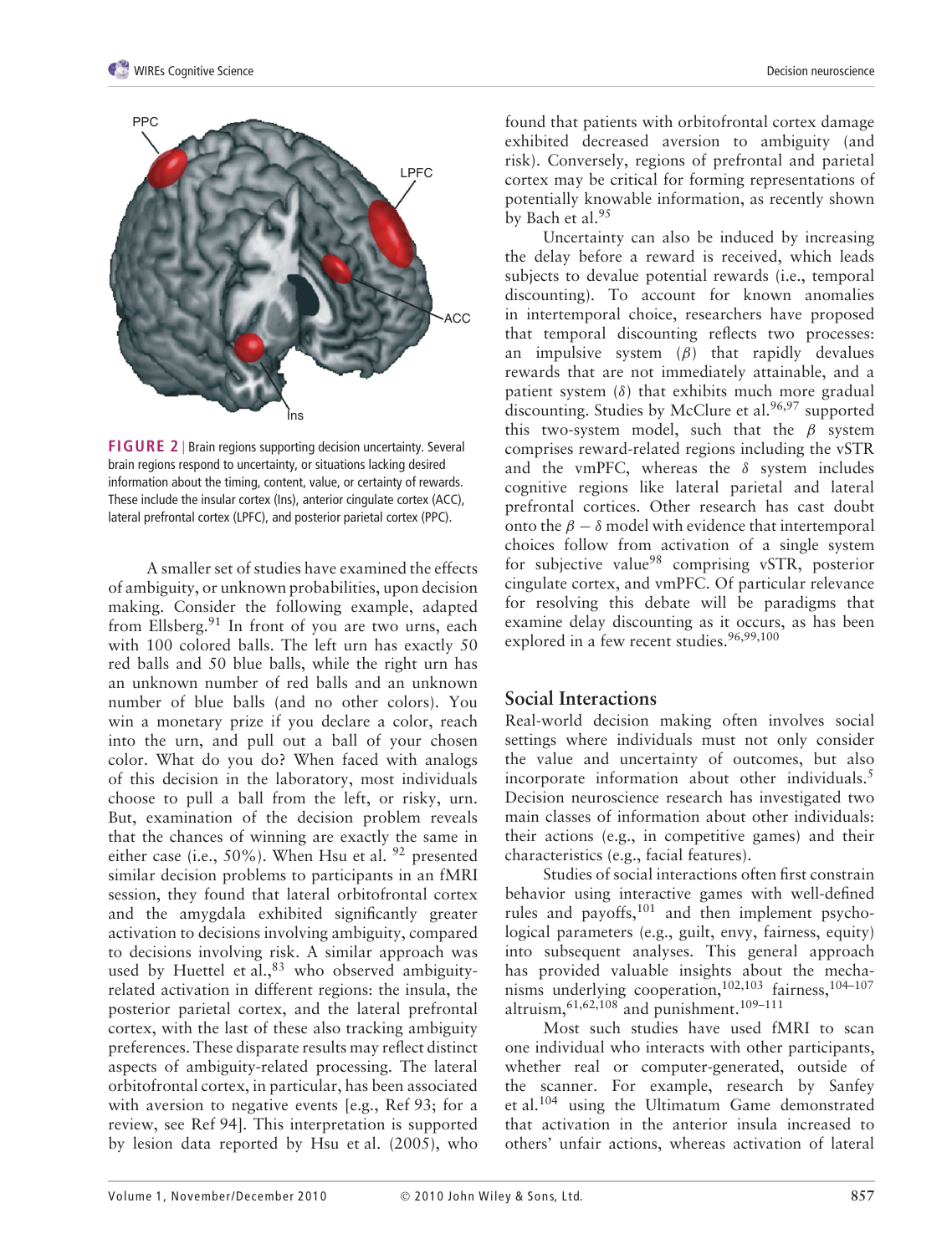PPC

LPFC

ACC

Ins

**FIGURE 2** | Brain regions supporting decision uncertainty. Several brain regions respond to uncertainty, or situations lacking desired information about the timing, content, value, or certainty of rewards. These include the insular cortex (Ins), anterior cingulate cortex (ACC), lateral prefrontal cortex (LPFC), and posterior parietal cortex (PPC).

A smaller set of studies have examined the effects of ambiguity, or unknown probabilities, upon decision making. Consider the following example, adapted from Ellsberg.[91] In front of you are two urns, each with 100 colored balls. The left urn has exactly 50 red balls and 50 blue balls, while the right urn has an unknown number of red balls and an unknown number of blue balls (and no other colors). You win a monetary prize if you declare a color, reach into the urn, and pull out a ball of your chosen color. What do you do? When faced with analogs of this decision in the laboratory, most individuals choose to pull a ball from the left, or risky, urn. But, examination of the decision problem reveals that the chances of winning are exactly the same in either case (i.e., 50%). When Hsu et al. [92] presented similar decision problems to participants in an fMRI session, they found that lateral orbitofrontal cortex and the amygdala exhibited significantly greater activation to decisions involving ambiguity, compared to decisions involving risk. A similar approach was used by Huettel et al.,[83] who observed ambiguity-related activation in different regions: the insula, the posterior parietal cortex, and the lateral prefrontal cortex, with the last of these also tracking ambiguity preferences. These disparate results may reflect distinct aspects of ambiguity-related processing. The lateral orbitofrontal cortex, in particular, has been associated with aversion to negative events [e.g., Ref 93; for a review, see Ref 94]. This interpretation is supported by lesion data reported by Hsu et al. (2005), who found that patients with orbitofrontal cortex damage exhibited decreased aversion to ambiguity (and risk). Conversely, regions of prefrontal and parietal cortex may be critical for forming representations of potentially knowable information, as recently shown by Bach et al.[95]

Uncertainty can also be induced by increasing the delay before a reward is received, which leads subjects to devalue potential rewards (i.e., temporal discounting). To account for known anomalies in intertemporal choice, researchers have proposed that temporal discounting reflects two processes: an impulsive system ($\beta$) that rapidly devalues rewards that are not immediately attainable, and a patient system ($\delta$) that exhibits much more gradual discounting. Studies by McClure et al.[96,97] supported this two-system model, such that the $\beta$ system comprises reward-related regions including the vSTR and the vmPFC, whereas the $\delta$ system includes cognitive regions like lateral parietal and lateral prefrontal cortices. Other research has cast doubt onto the $\beta - \delta$ model with evidence that intertemporal choices follow from activation of a single system for subjective value[98] comprising vSTR, posterior cingulate cortex, and vmPFC. Of particular relevance for resolving this debate will be paradigms that examine delay discounting as it occurs, as has been explored in a few recent studies.[96,99,100]

## Social Interactions

Real-world decision making often involves social settings where individuals must not only consider the value and uncertainty of outcomes, but also incorporate information about other individuals.[5] Decision neuroscience research has investigated two main classes of information about other individuals: their actions (e.g., in competitive games) and their characteristics (e.g., facial features).

Studies of social interactions often first constrain behavior using interactive games with well-defined rules and payoffs,[101] and then implement psychological parameters (e.g., guilt, envy, fairness, equity) into subsequent analyses. This general approach has provided valuable insights about the mechanisms underlying cooperation,[102,103] fairness,[104–107] altruism,[61,62,108] and punishment.[109–111]

Most such studies have used fMRI to scan one individual who interacts with other participants, whether real or computer-generated, outside of the scanner. For example, research by Sanfey et al.[104] using the Ultimatum Game demonstrated that activation in the anterior insula increased to others' unfair actions, whereas activation of lateral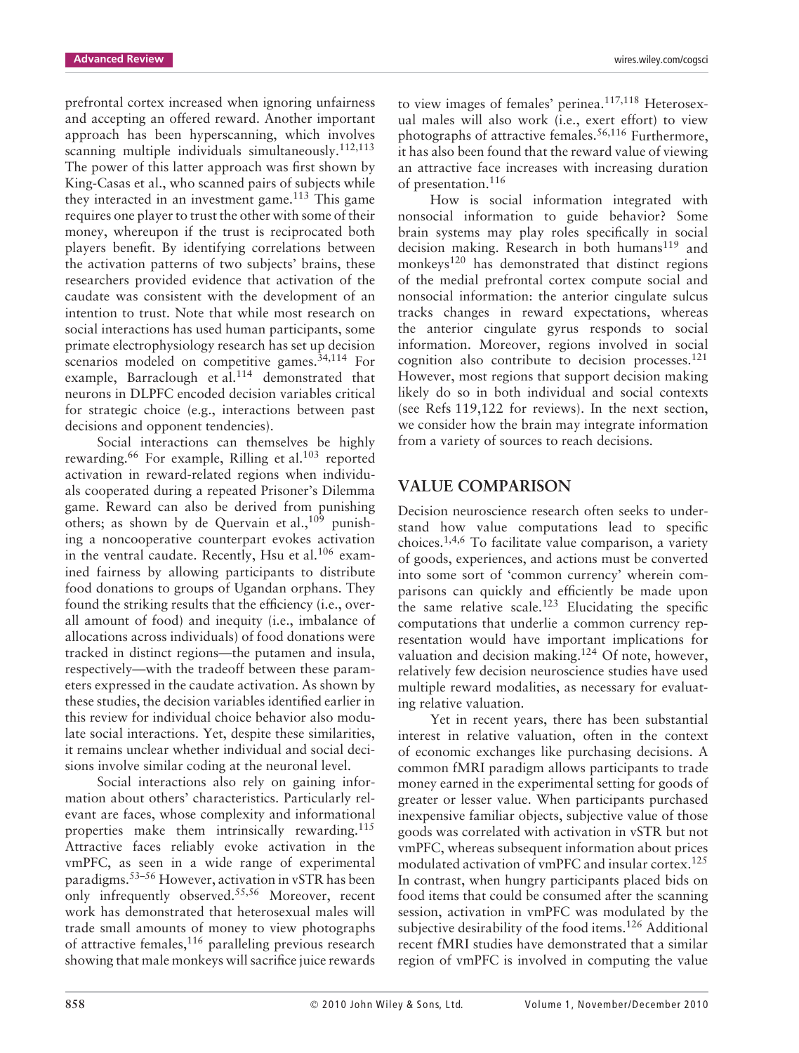prefrontal cortex increased when ignoring unfairness and accepting an offered reward. Another important approach has been hyperscanning, which involves scanning multiple individuals simultaneously.[112,113] The power of this latter approach was first shown by King-Casas et al., who scanned pairs of subjects while they interacted in an investment game.[113] This game requires one player to trust the other with some of their money, whereupon if the trust is reciprocated both players benefit. By identifying correlations between the activation patterns of two subjects' brains, these researchers provided evidence that activation of the caudate was consistent with the development of an intention to trust. Note that while most research on social interactions has used human participants, some primate electrophysiology research has set up decision scenarios modeled on competitive games.[34,114] For example, Barraclough et al.[114] demonstrated that neurons in DLPFC encoded decision variables critical for strategic choice (e.g., interactions between past decisions and opponent tendencies).

Social interactions can themselves be highly rewarding.[66] For example, Rilling et al.[103] reported activation in reward-related regions when individuals cooperated during a repeated Prisoner's Dilemma game. Reward can also be derived from punishing others; as shown by de Quervain et al.,[109] punishing a noncooperative counterpart evokes activation in the ventral caudate. Recently, Hsu et al.[106] examined fairness by allowing participants to distribute food donations to groups of Ugandan orphans. They found the striking results that the efficiency (i.e., overall amount of food) and inequity (i.e., imbalance of allocations across individuals) of food donations were tracked in distinct regions—the putamen and insula, respectively—with the tradeoff between these parameters expressed in the caudate activation. As shown by these studies, the decision variables identified earlier in this review for individual choice behavior also modulate social interactions. Yet, despite these similarities, it remains unclear whether individual and social decisions involve similar coding at the neuronal level.

Social interactions also rely on gaining information about others' characteristics. Particularly relevant are faces, whose complexity and informational properties make them intrinsically rewarding.[115] Attractive faces reliably evoke activation in the vmPFC, as seen in a wide range of experimental paradigms.[53–56] However, activation in vSTR has been only infrequently observed.[55,56] Moreover, recent work has demonstrated that heterosexual males will trade small amounts of money to view photographs of attractive females,[116] paralleling previous research showing that male monkeys will sacrifice juice rewards to view images of females' perinea.[117,118] Heterosexual males will also work (i.e., exert effort) to view photographs of attractive females.[56,116] Furthermore, it has also been found that the reward value of viewing an attractive face increases with increasing duration of presentation.[116]

How is social information integrated with nonsocial information to guide behavior? Some brain systems may play roles specifically in social decision making. Research in both humans[119] and monkeys[120] has demonstrated that distinct regions of the medial prefrontal cortex compute social and nonsocial information: the anterior cingulate sulcus tracks changes in reward expectations, whereas the anterior cingulate gyrus responds to social information. Moreover, regions involved in social cognition also contribute to decision processes.[121] However, most regions that support decision making likely do so in both individual and social contexts (see Refs 119,122 for reviews). In the next section, we consider how the brain may integrate information from a variety of sources to reach decisions.

## VALUE COMPARISON

Decision neuroscience research often seeks to understand how value computations lead to specific choices.[1,4,6] To facilitate value comparison, a variety of goods, experiences, and actions must be converted into some sort of 'common currency' wherein comparisons can quickly and efficiently be made upon the same relative scale.[123] Elucidating the specific computations that underlie a common currency representation would have important implications for valuation and decision making.[124] Of note, however, relatively few decision neuroscience studies have used multiple reward modalities, as necessary for evaluating relative valuation.

Yet in recent years, there has been substantial interest in relative valuation, often in the context of economic exchanges like purchasing decisions. A common fMRI paradigm allows participants to trade money earned in the experimental setting for goods of greater or lesser value. When participants purchased inexpensive familiar objects, subjective value of those goods was correlated with activation in vSTR but not vmPFC, whereas subsequent information about prices modulated activation of vmPFC and insular cortex.[125] In contrast, when hungry participants placed bids on food items that could be consumed after the scanning session, activation in vmPFC was modulated by the subjective desirability of the food items.[126] Additional recent fMRI studies have demonstrated that a similar region of vmPFC is involved in computing the value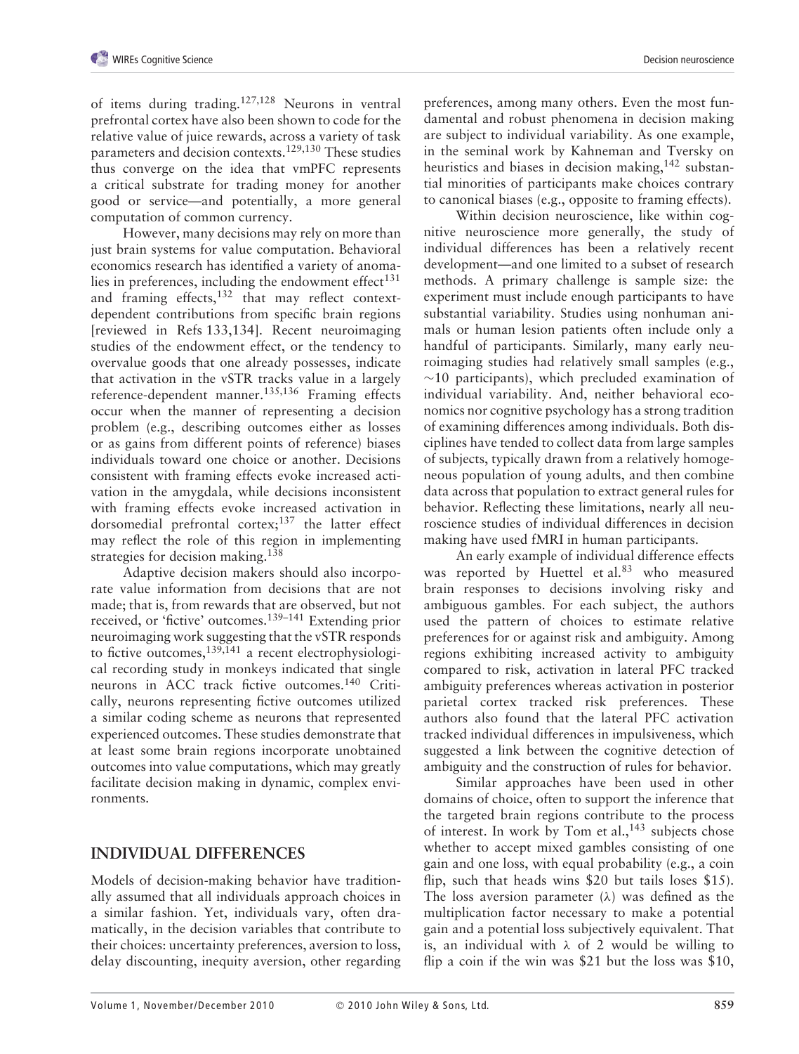of items during trading.[127,128] Neurons in ventral prefrontal cortex have also been shown to code for the relative value of juice rewards, across a variety of task parameters and decision contexts.[129,130] These studies thus converge on the idea that vmPFC represents a critical substrate for trading money for another good or service—and potentially, a more general computation of common currency.

However, many decisions may rely on more than just brain systems for value computation. Behavioral economics research has identified a variety of anomalies in preferences, including the endowment effect[131] and framing effects,[132] that may reflect context-dependent contributions from specific brain regions [reviewed in Refs 133,134]. Recent neuroimaging studies of the endowment effect, or the tendency to overvalue goods that one already possesses, indicate that activation in the vSTR tracks value in a largely reference-dependent manner.[135,136] Framing effects occur when the manner of representing a decision problem (e.g., describing outcomes either as losses or as gains from different points of reference) biases individuals toward one choice or another. Decisions consistent with framing effects evoke increased activation in the amygdala, while decisions inconsistent with framing effects evoke increased activation in dorsomedial prefrontal cortex;[137] the latter effect may reflect the role of this region in implementing strategies for decision making.[138]

Adaptive decision makers should also incorporate value information from decisions that are not made; that is, from rewards that are observed, but not received, or 'fictive' outcomes.[139–141] Extending prior neuroimaging work suggesting that the vSTR responds to fictive outcomes,[139,141] a recent electrophysiological recording study in monkeys indicated that single neurons in ACC track fictive outcomes.[140] Critically, neurons representing fictive outcomes utilized a similar coding scheme as neurons that represented experienced outcomes. These studies demonstrate that at least some brain regions incorporate unobtained outcomes into value computations, which may greatly facilitate decision making in dynamic, complex environments.

## INDIVIDUAL DIFFERENCES

Models of decision-making behavior have traditionally assumed that all individuals approach choices in a similar fashion. Yet, individuals vary, often dramatically, in the decision variables that contribute to their choices: uncertainty preferences, aversion to loss, delay discounting, inequity aversion, other regarding preferences, among many others. Even the most fundamental and robust phenomena in decision making are subject to individual variability. As one example, in the seminal work by Kahneman and Tversky on heuristics and biases in decision making,[142] substantial minorities of participants make choices contrary to canonical biases (e.g., opposite to framing effects).

Within decision neuroscience, like within cognitive neuroscience more generally, the study of individual differences has been a relatively recent development—and one limited to a subset of research methods. A primary challenge is sample size: the experiment must include enough participants to have substantial variability. Studies using nonhuman animals or human lesion patients often include only a handful of participants. Similarly, many early neuroimaging studies had relatively small samples (e.g., ∼10 participants), which precluded examination of individual variability. And, neither behavioral economics nor cognitive psychology has a strong tradition of examining differences among individuals. Both disciplines have tended to collect data from large samples of subjects, typically drawn from a relatively homogeneous population of young adults, and then combine data across that population to extract general rules for behavior. Reflecting these limitations, nearly all neuroscience studies of individual differences in decision making have used fMRI in human participants.

An early example of individual difference effects was reported by Huettel et al.[83] who measured brain responses to decisions involving risky and ambiguous gambles. For each subject, the authors used the pattern of choices to estimate relative preferences for or against risk and ambiguity. Among regions exhibiting increased activity to ambiguity compared to risk, activation in lateral PFC tracked ambiguity preferences whereas activation in posterior parietal cortex tracked risk preferences. These authors also found that the lateral PFC activation tracked individual differences in impulsiveness, which suggested a link between the cognitive detection of ambiguity and the construction of rules for behavior.

Similar approaches have been used in other domains of choice, often to support the inference that the targeted brain regions contribute to the process of interest. In work by Tom et al.,[143] subjects chose whether to accept mixed gambles consisting of one gain and one loss, with equal probability (e.g., a coin flip, such that heads wins \$20 but tails loses \$15). The loss aversion parameter ($\lambda$) was defined as the multiplication factor necessary to make a potential gain and a potential loss subjectively equivalent. That is, an individual with $\lambda$ of 2 would be willing to flip a coin if the win was \$21 but the loss was \$10,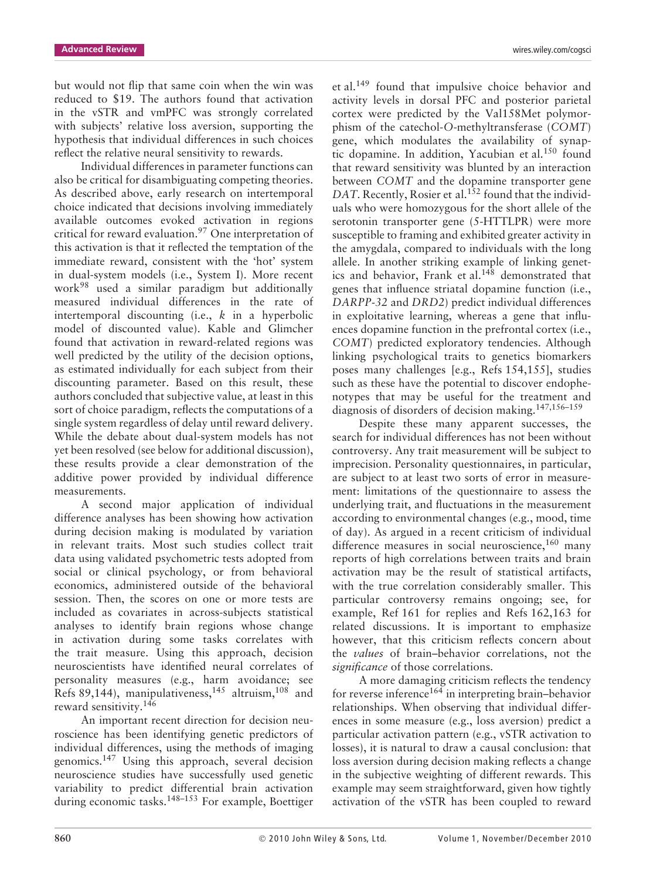but would not flip that same coin when the win was reduced to $19. The authors found that activation in the vSTR and vmPFC was strongly correlated with subjects' relative loss aversion, supporting the hypothesis that individual differences in such choices reflect the relative neural sensitivity to rewards.

Individual differences in parameter functions can also be critical for disambiguating competing theories. As described above, early research on intertemporal choice indicated that decisions involving immediately available outcomes evoked activation in regions critical for reward evaluation.[97] One interpretation of this activation is that it reflected the temptation of the immediate reward, consistent with the 'hot' system in dual-system models (i.e., System I). More recent work[98] used a similar paradigm but additionally measured individual differences in the rate of intertemporal discounting (i.e., $k$ in a hyperbolic model of discounted value). Kable and Glimcher found that activation in reward-related regions was well predicted by the utility of the decision options, as estimated individually for each subject from their discounting parameter. Based on this result, these authors concluded that subjective value, at least in this sort of choice paradigm, reflects the computations of a single system regardless of delay until reward delivery. While the debate about dual-system models has not yet been resolved (see below for additional discussion), these results provide a clear demonstration of the additive power provided by individual difference measurements.

A second major application of individual difference analyses has been showing how activation during decision making is modulated by variation in relevant traits. Most such studies collect trait data using validated psychometric tests adopted from social or clinical psychology, or from behavioral economics, administered outside of the behavioral session. Then, the scores on one or more tests are included as covariates in across-subjects statistical analyses to identify brain regions whose change in activation during some tasks correlates with the trait measure. Using this approach, decision neuroscientists have identified neural correlates of personality measures (e.g., harm avoidance; see Refs 89,144), manipulativeness,[145] altruism,[108] and reward sensitivity.[146]

An important recent direction for decision neuroscience has been identifying genetic predictors of individual differences, using the methods of imaging genomics.[147] Using this approach, several decision neuroscience studies have successfully used genetic variability to predict differential brain activation during economic tasks.[148–153] For example, Boettiger et al.[149] found that impulsive choice behavior and activity levels in dorsal PFC and posterior parietal cortex were predicted by the Val158Met polymorphism of the catechol-*O*-methyltransferase (*COMT*) gene, which modulates the availability of synaptic dopamine. In addition, Yacubian et al.[150] found that reward sensitivity was blunted by an interaction between *COMT* and the dopamine transporter gene *DAT*. Recently, Rosier et al.[152] found that the individuals who were homozygous for the short allele of the serotonin transporter gene (5-HTTLPR) were more susceptible to framing and exhibited greater activity in the amygdala, compared to individuals with the long allele. In another striking example of linking genetics and behavior, Frank et al.[148] demonstrated that genes that influence striatal dopamine function (i.e., *DARPP-32* and *DRD2*) predict individual differences in exploitative learning, whereas a gene that influences dopamine function in the prefrontal cortex (i.e., *COMT*) predicted exploratory tendencies. Although linking psychological traits to genetics biomarkers poses many challenges [e.g., Refs 154,155], studies such as these have the potential to discover endophenotypes that may be useful for the treatment and diagnosis of disorders of decision making.[147,156–159]

Despite these many apparent successes, the search for individual differences has not been without controversy. Any trait measurement will be subject to imprecision. Personality questionnaires, in particular, are subject to at least two sorts of error in measurement: limitations of the questionnaire to assess the underlying trait, and fluctuations in the measurement according to environmental changes (e.g., mood, time of day). As argued in a recent criticism of individual difference measures in social neuroscience,[160] many reports of high correlations between traits and brain activation may be the result of statistical artifacts, with the true correlation considerably smaller. This particular controversy remains ongoing; see, for example, Ref 161 for replies and Refs 162,163 for related discussions. It is important to emphasize however, that this criticism reflects concern about the *values* of brain–behavior correlations, not the *significance* of those correlations.

A more damaging criticism reflects the tendency for reverse inference[164] in interpreting brain–behavior relationships. When observing that individual differences in some measure (e.g., loss aversion) predict a particular activation pattern (e.g., vSTR activation to losses), it is natural to draw a causal conclusion: that loss aversion during decision making reflects a change in the subjective weighting of different rewards. This example may seem straightforward, given how tightly activation of the vSTR has been coupled to reward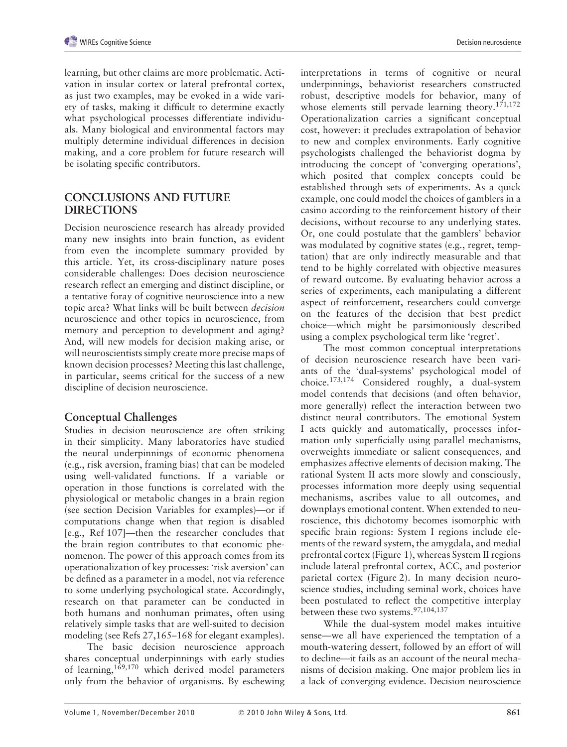learning, but other claims are more problematic. Activation in insular cortex or lateral prefrontal cortex, as just two examples, may be evoked in a wide variety of tasks, making it difficult to determine exactly what psychological processes differentiate individuals. Many biological and environmental factors may multiply determine individual differences in decision making, and a core problem for future research will be isolating specific contributors.

## CONCLUSIONS AND FUTURE DIRECTIONS

Decision neuroscience research has already provided many new insights into brain function, as evident from even the incomplete summary provided by this article. Yet, its cross-disciplinary nature poses considerable challenges: Does decision neuroscience research reflect an emerging and distinct discipline, or a tentative foray of cognitive neuroscience into a new topic area? What links will be built between *decision* neuroscience and other topics in neuroscience, from memory and perception to development and aging? And, will new models for decision making arise, or will neuroscientists simply create more precise maps of known decision processes? Meeting this last challenge, in particular, seems critical for the success of a new discipline of decision neuroscience.

### Conceptual Challenges

Studies in decision neuroscience are often striking in their simplicity. Many laboratories have studied the neural underpinnings of economic phenomena (e.g., risk aversion, framing bias) that can be modeled using well-validated functions. If a variable or operation in those functions is correlated with the physiological or metabolic changes in a brain region (see section Decision Variables for examples)—or if computations change when that region is disabled [e.g., Ref 107]—then the researcher concludes that the brain region contributes to that economic phenomenon. The power of this approach comes from its operationalization of key processes: 'risk aversion' can be defined as a parameter in a model, not via reference to some underlying psychological state. Accordingly, research on that parameter can be conducted in both humans and nonhuman primates, often using relatively simple tasks that are well-suited to decision modeling (see Refs 27,165–168 for elegant examples).

The basic decision neuroscience approach shares conceptual underpinnings with early studies of learning,[169,170] which derived model parameters only from the behavior of organisms. By eschewing interpretations in terms of cognitive or neural underpinnings, behaviorist researchers constructed robust, descriptive models for behavior, many of whose elements still pervade learning theory.[171,172] Operationalization carries a significant conceptual cost, however: it precludes extrapolation of behavior to new and complex environments. Early cognitive psychologists challenged the behaviorist dogma by introducing the concept of 'converging operations', which posited that complex concepts could be established through sets of experiments. As a quick example, one could model the choices of gamblers in a casino according to the reinforcement history of their decisions, without recourse to any underlying states. Or, one could postulate that the gamblers' behavior was modulated by cognitive states (e.g., regret, temptation) that are only indirectly measurable and that tend to be highly correlated with objective measures of reward outcome. By evaluating behavior across a series of experiments, each manipulating a different aspect of reinforcement, researchers could converge on the features of the decision that best predict choice—which might be parsimoniously described using a complex psychological term like 'regret'.

The most common conceptual interpretations of decision neuroscience research have been variants of the 'dual-systems' psychological model of choice.[173,174] Considered roughly, a dual-system model contends that decisions (and often behavior, more generally) reflect the interaction between two distinct neural contributors. The emotional System I acts quickly and automatically, processes information only superficially using parallel mechanisms, overweights immediate or salient consequences, and emphasizes affective elements of decision making. The rational System II acts more slowly and consciously, processes information more deeply using sequential mechanisms, ascribes value to all outcomes, and downplays emotional content. When extended to neuroscience, this dichotomy becomes isomorphic with specific brain regions: System I regions include elements of the reward system, the amygdala, and medial prefrontal cortex (Figure 1), whereas System II regions include lateral prefrontal cortex, ACC, and posterior parietal cortex (Figure 2). In many decision neuroscience studies, including seminal work, choices have been postulated to reflect the competitive interplay between these two systems.[97,104,137]

While the dual-system model makes intuitive sense—we all have experienced the temptation of a mouth-watering dessert, followed by an effort of will to decline—it fails as an account of the neural mechanisms of decision making. One major problem lies in a lack of converging evidence. Decision neuroscience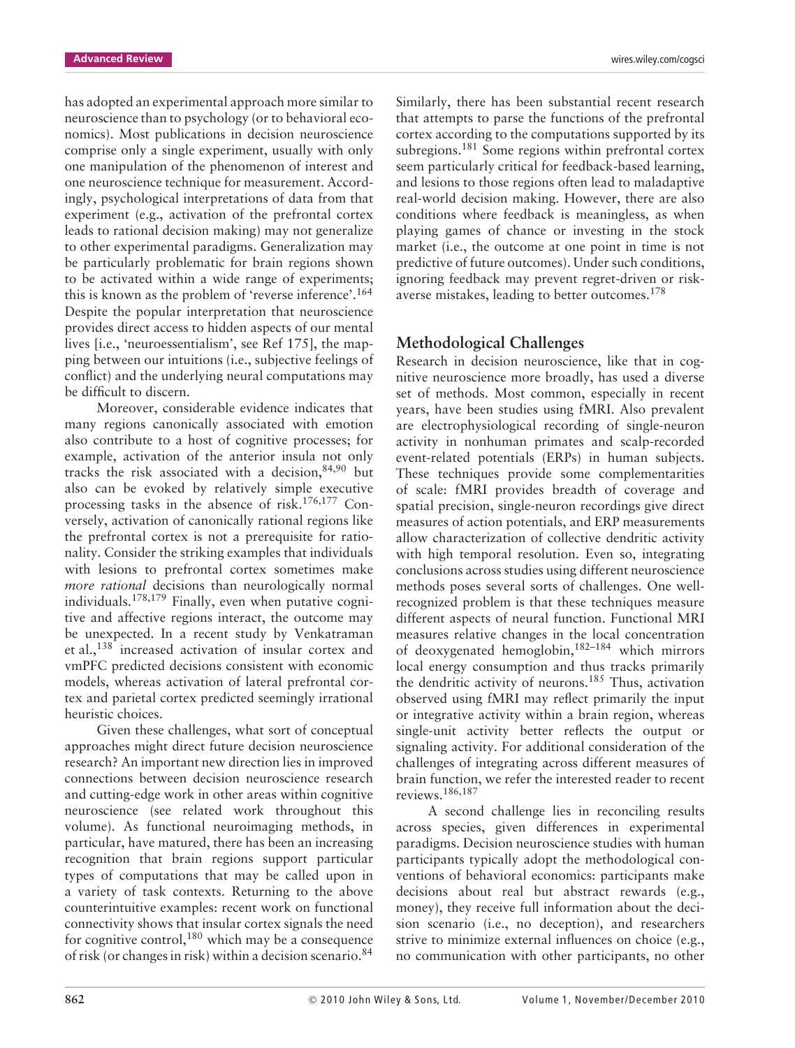has adopted an experimental approach more similar to neuroscience than to psychology (or to behavioral economics). Most publications in decision neuroscience comprise only a single experiment, usually with only one manipulation of the phenomenon of interest and one neuroscience technique for measurement. Accordingly, psychological interpretations of data from that experiment (e.g., activation of the prefrontal cortex leads to rational decision making) may not generalize to other experimental paradigms. Generalization may be particularly problematic for brain regions shown to be activated within a wide range of experiments; this is known as the problem of 'reverse inference'.[164] Despite the popular interpretation that neuroscience provides direct access to hidden aspects of our mental lives [i.e., 'neuroessentialism', see Ref 175], the mapping between our intuitions (i.e., subjective feelings of conflict) and the underlying neural computations may be difficult to discern.

Moreover, considerable evidence indicates that many regions canonically associated with emotion also contribute to a host of cognitive processes; for example, activation of the anterior insula not only tracks the risk associated with a decision,[84,90] but also can be evoked by relatively simple executive processing tasks in the absence of risk.[176,177] Conversely, activation of canonically rational regions like the prefrontal cortex is not a prerequisite for rationality. Consider the striking examples that individuals with lesions to prefrontal cortex sometimes make *more rational* decisions than neurologically normal individuals.[178,179] Finally, even when putative cognitive and affective regions interact, the outcome may be unexpected. In a recent study by Venkatraman et al.,[138] increased activation of insular cortex and vmPFC predicted decisions consistent with economic models, whereas activation of lateral prefrontal cortex and parietal cortex predicted seemingly irrational heuristic choices.

Given these challenges, what sort of conceptual approaches might direct future decision neuroscience research? An important new direction lies in improved connections between decision neuroscience research and cutting-edge work in other areas within cognitive neuroscience (see related work throughout this volume). As functional neuroimaging methods, in particular, have matured, there has been an increasing recognition that brain regions support particular types of computations that may be called upon in a variety of task contexts. Returning to the above counterintuitive examples: recent work on functional connectivity shows that insular cortex signals the need for cognitive control,[180] which may be a consequence of risk (or changes in risk) within a decision scenario.[84] Similarly, there has been substantial recent research that attempts to parse the functions of the prefrontal cortex according to the computations supported by its subregions.[181] Some regions within prefrontal cortex seem particularly critical for feedback-based learning, and lesions to those regions often lead to maladaptive real-world decision making. However, there are also conditions where feedback is meaningless, as when playing games of chance or investing in the stock market (i.e., the outcome at one point in time is not predictive of future outcomes). Under such conditions, ignoring feedback may prevent regret-driven or risk-averse mistakes, leading to better outcomes.[178]

## Methodological Challenges

Research in decision neuroscience, like that in cognitive neuroscience more broadly, has used a diverse set of methods. Most common, especially in recent years, have been studies using fMRI. Also prevalent are electrophysiological recording of single-neuron activity in nonhuman primates and scalp-recorded event-related potentials (ERPs) in human subjects. These techniques provide some complementarities of scale: fMRI provides breadth of coverage and spatial precision, single-neuron recordings give direct measures of action potentials, and ERP measurements allow characterization of collective dendritic activity with high temporal resolution. Even so, integrating conclusions across studies using different neuroscience methods poses several sorts of challenges. One well-recognized problem is that these techniques measure different aspects of neural function. Functional MRI measures relative changes in the local concentration of deoxygenated hemoglobin,[182–184] which mirrors local energy consumption and thus tracks primarily the dendritic activity of neurons.[185] Thus, activation observed using fMRI may reflect primarily the input or integrative activity within a brain region, whereas single-unit activity better reflects the output or signaling activity. For additional consideration of the challenges of integrating across different measures of brain function, we refer the interested reader to recent reviews.[186,187]

A second challenge lies in reconciling results across species, given differences in experimental paradigms. Decision neuroscience studies with human participants typically adopt the methodological conventions of behavioral economics: participants make decisions about real but abstract rewards (e.g., money), they receive full information about the decision scenario (i.e., no deception), and researchers strive to minimize external influences on choice (e.g., no communication with other participants, no other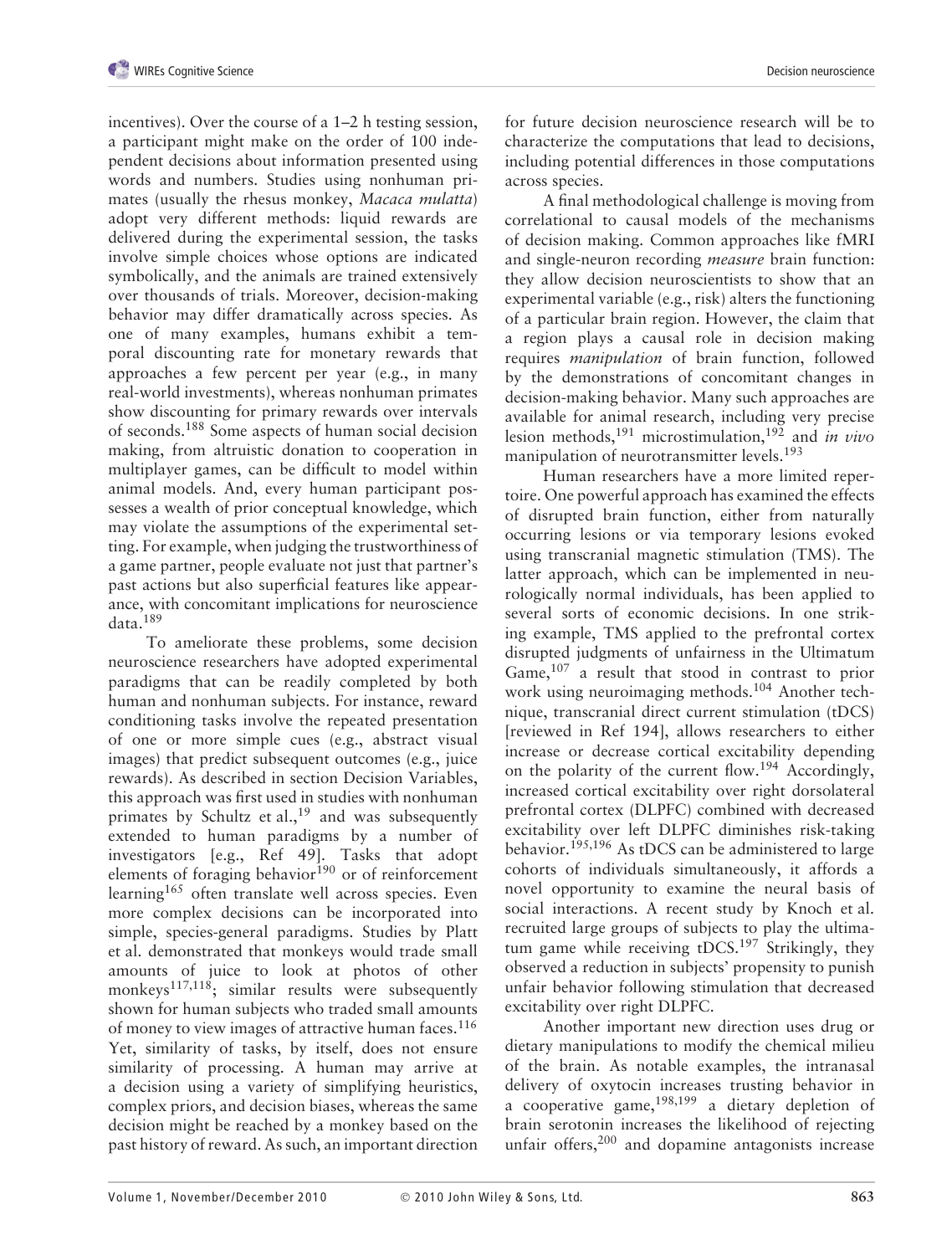incentives). Over the course of a 1–2 h testing session, a participant might make on the order of 100 independent decisions about information presented using words and numbers. Studies using nonhuman primates (usually the rhesus monkey, *Macaca mulatta*) adopt very different methods: liquid rewards are delivered during the experimental session, the tasks involve simple choices whose options are indicated symbolically, and the animals are trained extensively over thousands of trials. Moreover, decision-making behavior may differ dramatically across species. As one of many examples, humans exhibit a temporal discounting rate for monetary rewards that approaches a few percent per year (e.g., in many real-world investments), whereas nonhuman primates show discounting for primary rewards over intervals of seconds.[188] Some aspects of human social decision making, from altruistic donation to cooperation in multiplayer games, can be difficult to model within animal models. And, every human participant possesses a wealth of prior conceptual knowledge, which may violate the assumptions of the experimental setting. For example, when judging the trustworthiness of a game partner, people evaluate not just that partner's past actions but also superficial features like appearance, with concomitant implications for neuroscience data.[189]

To ameliorate these problems, some decision neuroscience researchers have adopted experimental paradigms that can be readily completed by both human and nonhuman subjects. For instance, reward conditioning tasks involve the repeated presentation of one or more simple cues (e.g., abstract visual images) that predict subsequent outcomes (e.g., juice rewards). As described in section Decision Variables, this approach was first used in studies with nonhuman primates by Schultz et al.,[19] and was subsequently extended to human paradigms by a number of investigators [e.g., Ref 49]. Tasks that adopt elements of foraging behavior[190] or of reinforcement learning[165] often translate well across species. Even more complex decisions can be incorporated into simple, species-general paradigms. Studies by Platt et al. demonstrated that monkeys would trade small amounts of juice to look at photos of other monkeys[117,118]; similar results were subsequently shown for human subjects who traded small amounts of money to view images of attractive human faces.[116] Yet, similarity of tasks, by itself, does not ensure similarity of processing. A human may arrive at a decision using a variety of simplifying heuristics, complex priors, and decision biases, whereas the same decision might be reached by a monkey based on the past history of reward. As such, an important direction for future decision neuroscience research will be to characterize the computations that lead to decisions, including potential differences in those computations across species.

A final methodological challenge is moving from correlational to causal models of the mechanisms of decision making. Common approaches like fMRI and single-neuron recording *measure* brain function: they allow decision neuroscientists to show that an experimental variable (e.g., risk) alters the functioning of a particular brain region. However, the claim that a region plays a causal role in decision making requires *manipulation* of brain function, followed by the demonstrations of concomitant changes in decision-making behavior. Many such approaches are available for animal research, including very precise lesion methods,[191] microstimulation,[192] and *in vivo* manipulation of neurotransmitter levels.[193]

Human researchers have a more limited repertoire. One powerful approach has examined the effects of disrupted brain function, either from naturally occurring lesions or via temporary lesions evoked using transcranial magnetic stimulation (TMS). The latter approach, which can be implemented in neurologically normal individuals, has been applied to several sorts of economic decisions. In one striking example, TMS applied to the prefrontal cortex disrupted judgments of unfairness in the Ultimatum Game,[107] a result that stood in contrast to prior work using neuroimaging methods.[104] Another technique, transcranial direct current stimulation (tDCS) [reviewed in Ref 194], allows researchers to either increase or decrease cortical excitability depending on the polarity of the current flow.[194] Accordingly, increased cortical excitability over right dorsolateral prefrontal cortex (DLPFC) combined with decreased excitability over left DLPFC diminishes risk-taking behavior.[195,196] As tDCS can be administered to large cohorts of individuals simultaneously, it affords a novel opportunity to examine the neural basis of social interactions. A recent study by Knoch et al. recruited large groups of subjects to play the ultimatum game while receiving tDCS.[197] Strikingly, they observed a reduction in subjects' propensity to punish unfair behavior following stimulation that decreased excitability over right DLPFC.

Another important new direction uses drug or dietary manipulations to modify the chemical milieu of the brain. As notable examples, the intranasal delivery of oxytocin increases trusting behavior in a cooperative game,[198,199] a dietary depletion of brain serotonin increases the likelihood of rejecting unfair offers,[200] and dopamine antagonists increase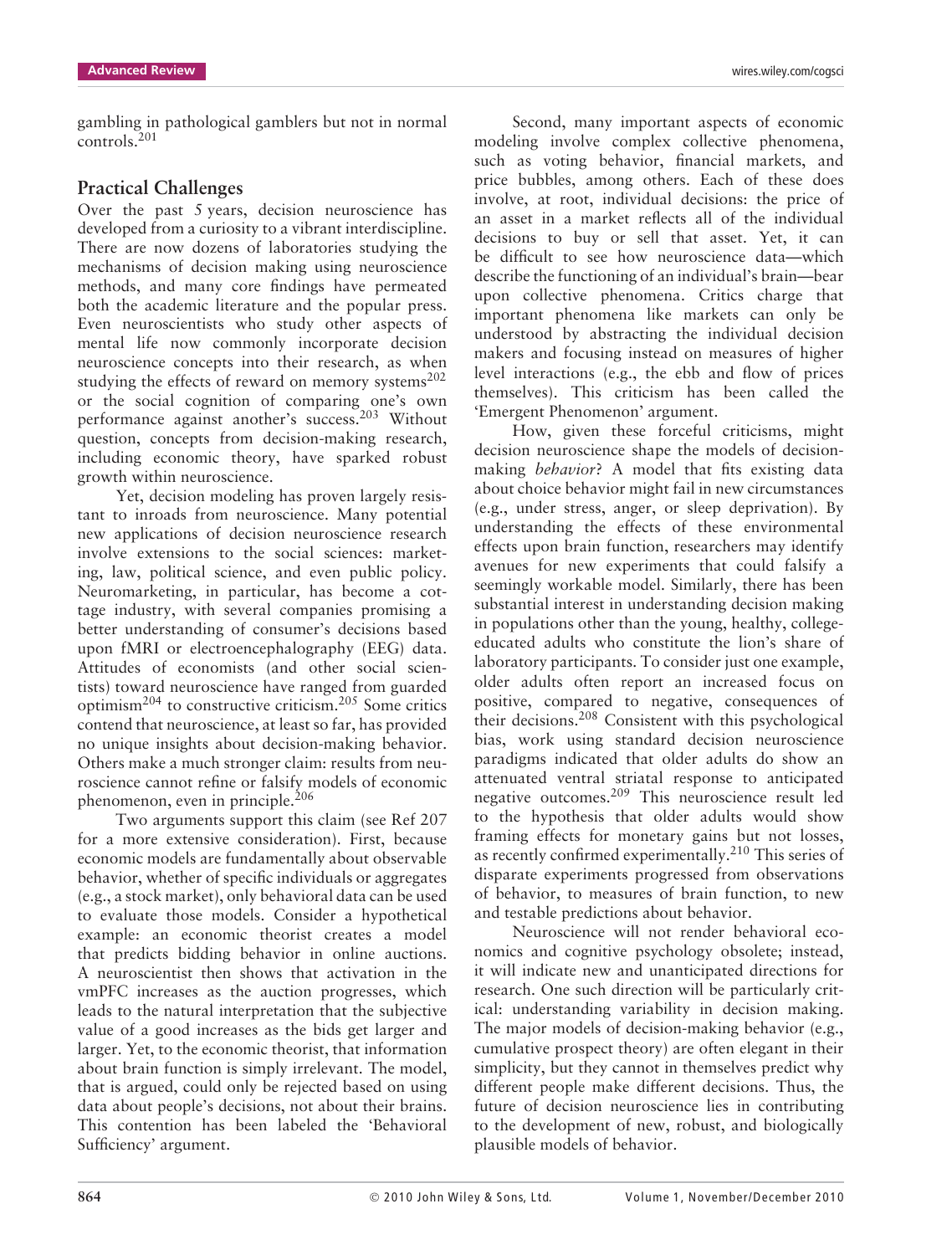gambling in pathological gamblers but not in normal controls.[201]

## Practical Challenges

Over the past 5 years, decision neuroscience has developed from a curiosity to a vibrant interdiscipline. There are now dozens of laboratories studying the mechanisms of decision making using neuroscience methods, and many core findings have permeated both the academic literature and the popular press. Even neuroscientists who study other aspects of mental life now commonly incorporate decision neuroscience concepts into their research, as when studying the effects of reward on memory systems[202] or the social cognition of comparing one's own performance against another's success.[203] Without question, concepts from decision-making research, including economic theory, have sparked robust growth within neuroscience.

Yet, decision modeling has proven largely resistant to inroads from neuroscience. Many potential new applications of decision neuroscience research involve extensions to the social sciences: marketing, law, political science, and even public policy. Neuromarketing, in particular, has become a cottage industry, with several companies promising a better understanding of consumer's decisions based upon fMRI or electroencephalography (EEG) data. Attitudes of economists (and other social scientists) toward neuroscience have ranged from guarded optimism[204] to constructive criticism.[205] Some critics contend that neuroscience, at least so far, has provided no unique insights about decision-making behavior. Others make a much stronger claim: results from neuroscience cannot refine or falsify models of economic phenomenon, even in principle.[206]

Two arguments support this claim (see Ref 207 for a more extensive consideration). First, because economic models are fundamentally about observable behavior, whether of specific individuals or aggregates (e.g., a stock market), only behavioral data can be used to evaluate those models. Consider a hypothetical example: an economic theorist creates a model that predicts bidding behavior in online auctions. A neuroscientist then shows that activation in the vmPFC increases as the auction progresses, which leads to the natural interpretation that the subjective value of a good increases as the bids get larger and larger. Yet, to the economic theorist, that information about brain function is simply irrelevant. The model, that is argued, could only be rejected based on using data about people's decisions, not about their brains. This contention has been labeled the 'Behavioral Sufficiency' argument.

Second, many important aspects of economic modeling involve complex collective phenomena, such as voting behavior, financial markets, and price bubbles, among others. Each of these does involve, at root, individual decisions: the price of an asset in a market reflects all of the individual decisions to buy or sell that asset. Yet, it can be difficult to see how neuroscience data—which describe the functioning of an individual's brain—bear upon collective phenomena. Critics charge that important phenomena like markets can only be understood by abstracting the individual decision makers and focusing instead on measures of higher level interactions (e.g., the ebb and flow of prices themselves). This criticism has been called the 'Emergent Phenomenon' argument.

How, given these forceful criticisms, might decision neuroscience shape the models of decision-making *behavior*? A model that fits existing data about choice behavior might fail in new circumstances (e.g., under stress, anger, or sleep deprivation). By understanding the effects of these environmental effects upon brain function, researchers may identify avenues for new experiments that could falsify a seemingly workable model. Similarly, there has been substantial interest in understanding decision making in populations other than the young, healthy, college-educated adults who constitute the lion's share of laboratory participants. To consider just one example, older adults often report an increased focus on positive, compared to negative, consequences of their decisions.[208] Consistent with this psychological bias, work using standard decision neuroscience paradigms indicated that older adults do show an attenuated ventral striatal response to anticipated negative outcomes.[209] This neuroscience result led to the hypothesis that older adults would show framing effects for monetary gains but not losses, as recently confirmed experimentally.[210] This series of disparate experiments progressed from observations of behavior, to measures of brain function, to new and testable predictions about behavior.

Neuroscience will not render behavioral economics and cognitive psychology obsolete; instead, it will indicate new and unanticipated directions for research. One such direction will be particularly critical: understanding variability in decision making. The major models of decision-making behavior (e.g., cumulative prospect theory) are often elegant in their simplicity, but they cannot in themselves predict why different people make different decisions. Thus, the future of decision neuroscience lies in contributing to the development of new, robust, and biologically plausible models of behavior.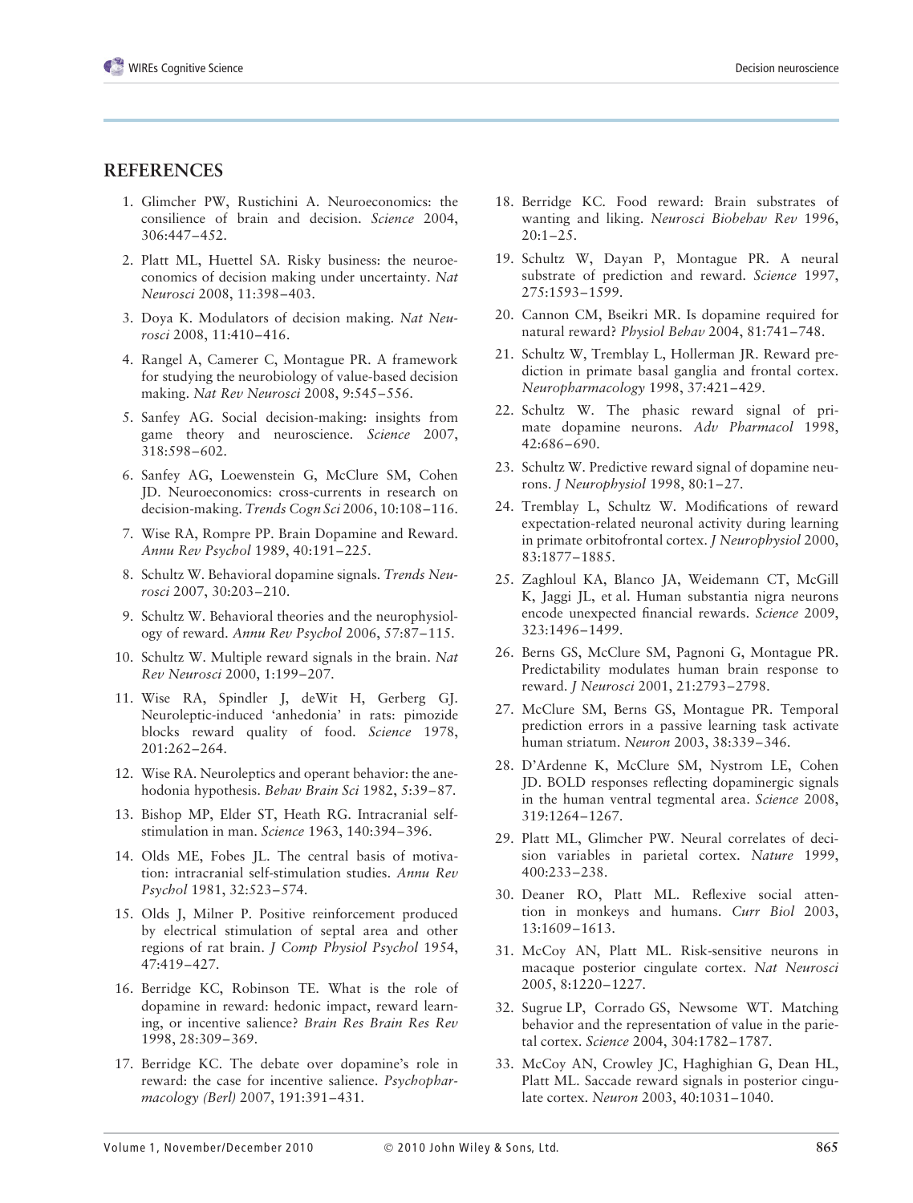## REFERENCES

1. Glimcher PW, Rustichini A. Neuroeconomics: the consilience of brain and decision. *Science* 2004, 306:447–452.
2. Platt ML, Huettel SA. Risky business: the neuroeconomics of decision making under uncertainty. *Nat Neurosci* 2008, 11:398–403.
3. Doya K. Modulators of decision making. *Nat Neurosci* 2008, 11:410–416.
4. Rangel A, Camerer C, Montague PR. A framework for studying the neurobiology of value-based decision making. *Nat Rev Neurosci* 2008, 9:545–556.
5. Sanfey AG. Social decision-making: insights from game theory and neuroscience. *Science* 2007, 318:598–602.
6. Sanfey AG, Loewenstein G, McClure SM, Cohen JD. Neuroeconomics: cross-currents in research on decision-making. *Trends Cogn Sci* 2006, 10:108–116.
7. Wise RA, Rompre PP. Brain Dopamine and Reward. *Annu Rev Psychol* 1989, 40:191–225.
8. Schultz W. Behavioral dopamine signals. *Trends Neurosci* 2007, 30:203–210.
9. Schultz W. Behavioral theories and the neurophysiology of reward. *Annu Rev Psychol* 2006, 57:87–115.
10. Schultz W. Multiple reward signals in the brain. *Nat Rev Neurosci* 2000, 1:199–207.
11. Wise RA, Spindler J, deWit H, Gerberg GJ. Neuroleptic-induced 'anhedonia' in rats: pimozide blocks reward quality of food. *Science* 1978, 201:262–264.
12. Wise RA. Neuroleptics and operant behavior: the anehodonia hypothesis. *Behav Brain Sci* 1982, 5:39–87.
13. Bishop MP, Elder ST, Heath RG. Intracranial self-stimulation in man. *Science* 1963, 140:394–396.
14. Olds ME, Fobes JL. The central basis of motivation: intracranial self-stimulation studies. *Annu Rev Psychol* 1981, 32:523–574.
15. Olds J, Milner P. Positive reinforcement produced by electrical stimulation of septal area and other regions of rat brain. *J Comp Physiol Psychol* 1954, 47:419–427.
16. Berridge KC, Robinson TE. What is the role of dopamine in reward: hedonic impact, reward learning, or incentive salience? *Brain Res Brain Res Rev* 1998, 28:309–369.
17. Berridge KC. The debate over dopamine's role in reward: the case for incentive salience. *Psychopharmacology (Berl)* 2007, 191:391–431.
18. Berridge KC. Food reward: Brain substrates of wanting and liking. *Neurosci Biobehav Rev* 1996, 20:1–25.
19. Schultz W, Dayan P, Montague PR. A neural substrate of prediction and reward. *Science* 1997, 275:1593–1599.
20. Cannon CM, Bseikri MR. Is dopamine required for natural reward? *Physiol Behav* 2004, 81:741–748.
21. Schultz W, Tremblay L, Hollerman JR. Reward prediction in primate basal ganglia and frontal cortex. *Neuropharmacology* 1998, 37:421–429.
22. Schultz W. The phasic reward signal of primate dopamine neurons. *Adv Pharmacol* 1998, 42:686–690.
23. Schultz W. Predictive reward signal of dopamine neurons. *J Neurophysiol* 1998, 80:1–27.
24. Tremblay L, Schultz W. Modifications of reward expectation-related neuronal activity during learning in primate orbitofrontal cortex. *J Neurophysiol* 2000, 83:1877–1885.
25. Zaghloul KA, Blanco JA, Weidemann CT, McGill K, Jaggi JL, et al. Human substantia nigra neurons encode unexpected financial rewards. *Science* 2009, 323:1496–1499.
26. Berns GS, McClure SM, Pagnoni G, Montague PR. Predictability modulates human brain response to reward. *J Neurosci* 2001, 21:2793–2798.
27. McClure SM, Berns GS, Montague PR. Temporal prediction errors in a passive learning task activate human striatum. *Neuron* 2003, 38:339–346.
28. D'Ardenne K, McClure SM, Nystrom LE, Cohen JD. BOLD responses reflecting dopaminergic signals in the human ventral tegmental area. *Science* 2008, 319:1264–1267.
29. Platt ML, Glimcher PW. Neural correlates of decision variables in parietal cortex. *Nature* 1999, 400:233–238.
30. Deaner RO, Platt ML. Reflexive social attention in monkeys and humans. *Curr Biol* 2003, 13:1609–1613.
31. McCoy AN, Platt ML. Risk-sensitive neurons in macaque posterior cingulate cortex. *Nat Neurosci* 2005, 8:1220–1227.
32. Sugrue LP, Corrado GS, Newsome WT. Matching behavior and the representation of value in the parietal cortex. *Science* 2004, 304:1782–1787.
33. McCoy AN, Crowley JC, Haghighian G, Dean HL, Platt ML. Saccade reward signals in posterior cingulate cortex. *Neuron* 2003, 40:1031–1040.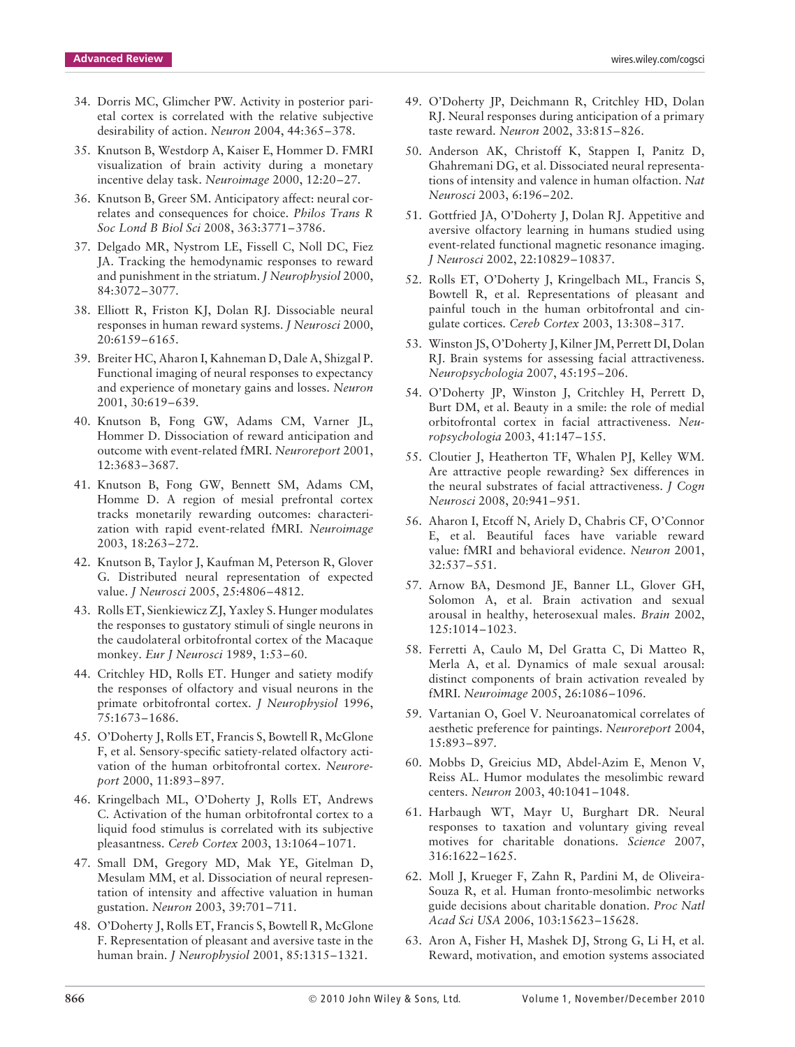34. Dorris MC, Glimcher PW. Activity in posterior parietal cortex is correlated with the relative subjective desirability of action. *Neuron* 2004, 44:365–378.

35. Knutson B, Westdorp A, Kaiser E, Hommer D. FMRI visualization of brain activity during a monetary incentive delay task. *Neuroimage* 2000, 12:20–27.

36. Knutson B, Greer SM. Anticipatory affect: neural correlates and consequences for choice. *Philos Trans R Soc Lond B Biol Sci* 2008, 363:3771–3786.

37. Delgado MR, Nystrom LE, Fissell C, Noll DC, Fiez JA. Tracking the hemodynamic responses to reward and punishment in the striatum. *J Neurophysiol* 2000, 84:3072–3077.

38. Elliott R, Friston KJ, Dolan RJ. Dissociable neural responses in human reward systems. *J Neurosci* 2000, 20:6159–6165.

39. Breiter HC, Aharon I, Kahneman D, Dale A, Shizgal P. Functional imaging of neural responses to expectancy and experience of monetary gains and losses. *Neuron* 2001, 30:619–639.

40. Knutson B, Fong GW, Adams CM, Varner JL, Hommer D. Dissociation of reward anticipation and outcome with event-related fMRI. *Neuroreport* 2001, 12:3683–3687.

41. Knutson B, Fong GW, Bennett SM, Adams CM, Homme D. A region of mesial prefrontal cortex tracks monetarily rewarding outcomes: characterization with rapid event-related fMRI. *Neuroimage* 2003, 18:263–272.

42. Knutson B, Taylor J, Kaufman M, Peterson R, Glover G. Distributed neural representation of expected value. *J Neurosci* 2005, 25:4806–4812.

43. Rolls ET, Sienkiewicz ZJ, Yaxley S. Hunger modulates the responses to gustatory stimuli of single neurons in the caudolateral orbitofrontal cortex of the Macaque monkey. *Eur J Neurosci* 1989, 1:53–60.

44. Critchley HD, Rolls ET. Hunger and satiety modify the responses of olfactory and visual neurons in the primate orbitofrontal cortex. *J Neurophysiol* 1996, 75:1673–1686.

45. O'Doherty J, Rolls ET, Francis S, Bowtell R, McGlone F, et al. Sensory-specific satiety-related olfactory activation of the human orbitofrontal cortex. *Neuroreport* 2000, 11:893–897.

46. Kringelbach ML, O'Doherty J, Rolls ET, Andrews C. Activation of the human orbitofrontal cortex to a liquid food stimulus is correlated with its subjective pleasantness. *Cereb Cortex* 2003, 13:1064–1071.

47. Small DM, Gregory MD, Mak YE, Gitelman D, Mesulam MM, et al. Dissociation of neural representation of intensity and affective valuation in human gustation. *Neuron* 2003, 39:701–711.

48. O'Doherty J, Rolls ET, Francis S, Bowtell R, McGlone F. Representation of pleasant and aversive taste in the human brain. *J Neurophysiol* 2001, 85:1315–1321.

49. O'Doherty JP, Deichmann R, Critchley HD, Dolan RJ. Neural responses during anticipation of a primary taste reward. *Neuron* 2002, 33:815–826.

50. Anderson AK, Christoff K, Stappen I, Panitz D, Ghahremani DG, et al. Dissociated neural representations of intensity and valence in human olfaction. *Nat Neurosci* 2003, 6:196–202.

51. Gottfried JA, O'Doherty J, Dolan RJ. Appetitive and aversive olfactory learning in humans studied using event-related functional magnetic resonance imaging. *J Neurosci* 2002, 22:10829–10837.

52. Rolls ET, O'Doherty J, Kringelbach ML, Francis S, Bowtell R, et al. Representations of pleasant and painful touch in the human orbitofrontal and cingulate cortices. *Cereb Cortex* 2003, 13:308–317.

53. Winston JS, O'Doherty J, Kilner JM, Perrett DI, Dolan RJ. Brain systems for assessing facial attractiveness. *Neuropsychologia* 2007, 45:195–206.

54. O'Doherty JP, Winston J, Critchley H, Perrett D, Burt DM, et al. Beauty in a smile: the role of medial orbitofrontal cortex in facial attractiveness. *Neuropsychologia* 2003, 41:147–155.

55. Cloutier J, Heatherton TF, Whalen PJ, Kelley WM. Are attractive people rewarding? Sex differences in the neural substrates of facial attractiveness. *J Cogn Neurosci* 2008, 20:941–951.

56. Aharon I, Etcoff N, Ariely D, Chabris CF, O'Connor E, et al. Beautiful faces have variable reward value: fMRI and behavioral evidence. *Neuron* 2001, 32:537–551.

57. Arnow BA, Desmond JE, Banner LL, Glover GH, Solomon A, et al. Brain activation and sexual arousal in healthy, heterosexual males. *Brain* 2002, 125:1014–1023.

58. Ferretti A, Caulo M, Del Gratta C, Di Matteo R, Merla A, et al. Dynamics of male sexual arousal: distinct components of brain activation revealed by fMRI. *Neuroimage* 2005, 26:1086–1096.

59. Vartanian O, Goel V. Neuroanatomical correlates of aesthetic preference for paintings. *Neuroreport* 2004, 15:893–897.

60. Mobbs D, Greicius MD, Abdel-Azim E, Menon V, Reiss AL. Humor modulates the mesolimbic reward centers. *Neuron* 2003, 40:1041–1048.

61. Harbaugh WT, Mayr U, Burghart DR. Neural responses to taxation and voluntary giving reveal motives for charitable donations. *Science* 2007, 316:1622–1625.

62. Moll J, Krueger F, Zahn R, Pardini M, de Oliveira-Souza R, et al. Human fronto-mesolimbic networks guide decisions about charitable donation. *Proc Natl Acad Sci USA* 2006, 103:15623–15628.

63. Aron A, Fisher H, Mashek DJ, Strong G, Li H, et al. Reward, motivation, and emotion systems associated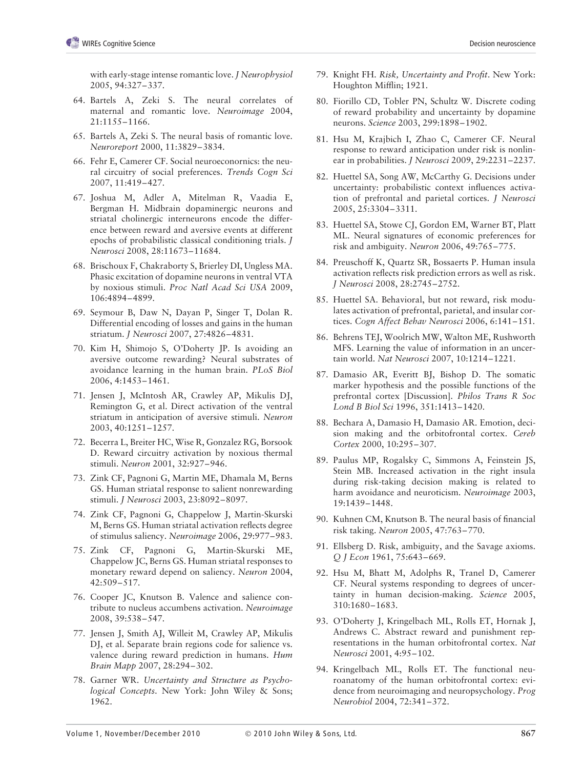with early-stage intense romantic love. *J Neurophysiol* 2005, 94:327–337.

64. Bartels A, Zeki S. The neural correlates of maternal and romantic love. *Neuroimage* 2004, 21:1155–1166.
65. Bartels A, Zeki S. The neural basis of romantic love. *Neuroreport* 2000, 11:3829–3834.
66. Fehr E, Camerer CF. Social neuroeconornics: the neural circuitry of social preferences. *Trends Cogn Sci* 2007, 11:419–427.
67. Joshua M, Adler A, Mitelman R, Vaadia E, Bergman H. Midbrain dopaminergic neurons and striatal cholinergic interneurons encode the difference between reward and aversive events at different epochs of probabilistic classical conditioning trials. *J Neurosci* 2008, 28:11673–11684.
68. Brischoux F, Chakraborty S, Brierley DI, Ungless MA. Phasic excitation of dopamine neurons in ventral VTA by noxious stimuli. *Proc Natl Acad Sci USA* 2009, 106:4894–4899.
69. Seymour B, Daw N, Dayan P, Singer T, Dolan R. Differential encoding of losses and gains in the human striatum. *J Neurosci* 2007, 27:4826–4831.
70. Kim H, Shimojo S, O'Doherty JP. Is avoiding an aversive outcome rewarding? Neural substrates of avoidance learning in the human brain. *PLoS Biol* 2006, 4:1453–1461.
71. Jensen J, McIntosh AR, Crawley AP, Mikulis DJ, Remington G, et al. Direct activation of the ventral striatum in anticipation of aversive stimuli. *Neuron* 2003, 40:1251–1257.
72. Becerra L, Breiter HC, Wise R, Gonzalez RG, Borsook D. Reward circuitry activation by noxious thermal stimuli. *Neuron* 2001, 32:927–946.
73. Zink CF, Pagnoni G, Martin ME, Dhamala M, Berns GS. Human striatal response to salient nonrewarding stimuli. *J Neurosci* 2003, 23:8092–8097.
74. Zink CF, Pagnoni G, Chappelow J, Martin-Skurski M, Berns GS. Human striatal activation reflects degree of stimulus saliency. *Neuroimage* 2006, 29:977–983.
75. Zink CF, Pagnoni G, Martin-Skurski ME, Chappelow JC, Berns GS. Human striatal responses to monetary reward depend on saliency. *Neuron* 2004, 42:509–517.
76. Cooper JC, Knutson B. Valence and salience contribute to nucleus accumbens activation. *Neuroimage* 2008, 39:538–547.
77. Jensen J, Smith AJ, Willeit M, Crawley AP, Mikulis DJ, et al. Separate brain regions code for salience vs. valence during reward prediction in humans. *Hum Brain Mapp* 2007, 28:294–302.
78. Garner WR. *Uncertainty and Structure as Psychological Concepts*. New York: John Wiley & Sons; 1962.
79. Knight FH. *Risk, Uncertainty and Profit*. New York: Houghton Mifflin; 1921.
80. Fiorillo CD, Tobler PN, Schultz W. Discrete coding of reward probability and uncertainty by dopamine neurons. *Science* 2003, 299:1898–1902.
81. Hsu M, Krajbich I, Zhao C, Camerer CF. Neural response to reward anticipation under risk is nonlinear in probabilities. *J Neurosci* 2009, 29:2231–2237.
82. Huettel SA, Song AW, McCarthy G. Decisions under uncertainty: probabilistic context influences activation of prefrontal and parietal cortices. *J Neurosci* 2005, 25:3304–3311.
83. Huettel SA, Stowe CJ, Gordon EM, Warner BT, Platt ML. Neural signatures of economic preferences for risk and ambiguity. *Neuron* 2006, 49:765–775.
84. Preuschoff K, Quartz SR, Bossaerts P. Human insula activation reflects risk prediction errors as well as risk. *J Neurosci* 2008, 28:2745–2752.
85. Huettel SA. Behavioral, but not reward, risk modulates activation of prefrontal, parietal, and insular cortices. *Cogn Affect Behav Neurosci* 2006, 6:141–151.
86. Behrens TEJ, Woolrich MW, Walton ME, Rushworth MFS. Learning the value of information in an uncertain world. *Nat Neurosci* 2007, 10:1214–1221.
87. Damasio AR, Everitt BJ, Bishop D. The somatic marker hypothesis and the possible functions of the prefrontal cortex [Discussion]. *Philos Trans R Soc Lond B Biol Sci* 1996, 351:1413–1420.
88. Bechara A, Damasio H, Damasio AR. Emotion, decision making and the orbitofrontal cortex. *Cereb Cortex* 2000, 10:295–307.
89. Paulus MP, Rogalsky C, Simmons A, Feinstein JS, Stein MB. Increased activation in the right insula during risk-taking decision making is related to harm avoidance and neuroticism. *Neuroimage* 2003, 19:1439–1448.
90. Kuhnen CM, Knutson B. The neural basis of financial risk taking. *Neuron* 2005, 47:763–770.
91. Ellsberg D. Risk, ambiguity, and the Savage axioms. *Q J Econ* 1961, 75:643–669.
92. Hsu M, Bhatt M, Adolphs R, Tranel D, Camerer CF. Neural systems responding to degrees of uncertainty in human decision-making. *Science* 2005, 310:1680–1683.
93. O'Doherty J, Kringelbach ML, Rolls ET, Hornak J, Andrews C. Abstract reward and punishment representations in the human orbitofrontal cortex. *Nat Neurosci* 2001, 4:95–102.
94. Kringelbach ML, Rolls ET. The functional neuroanatomy of the human orbitofrontal cortex: evidence from neuroimaging and neuropsychology. *Prog Neurobiol* 2004, 72:341–372.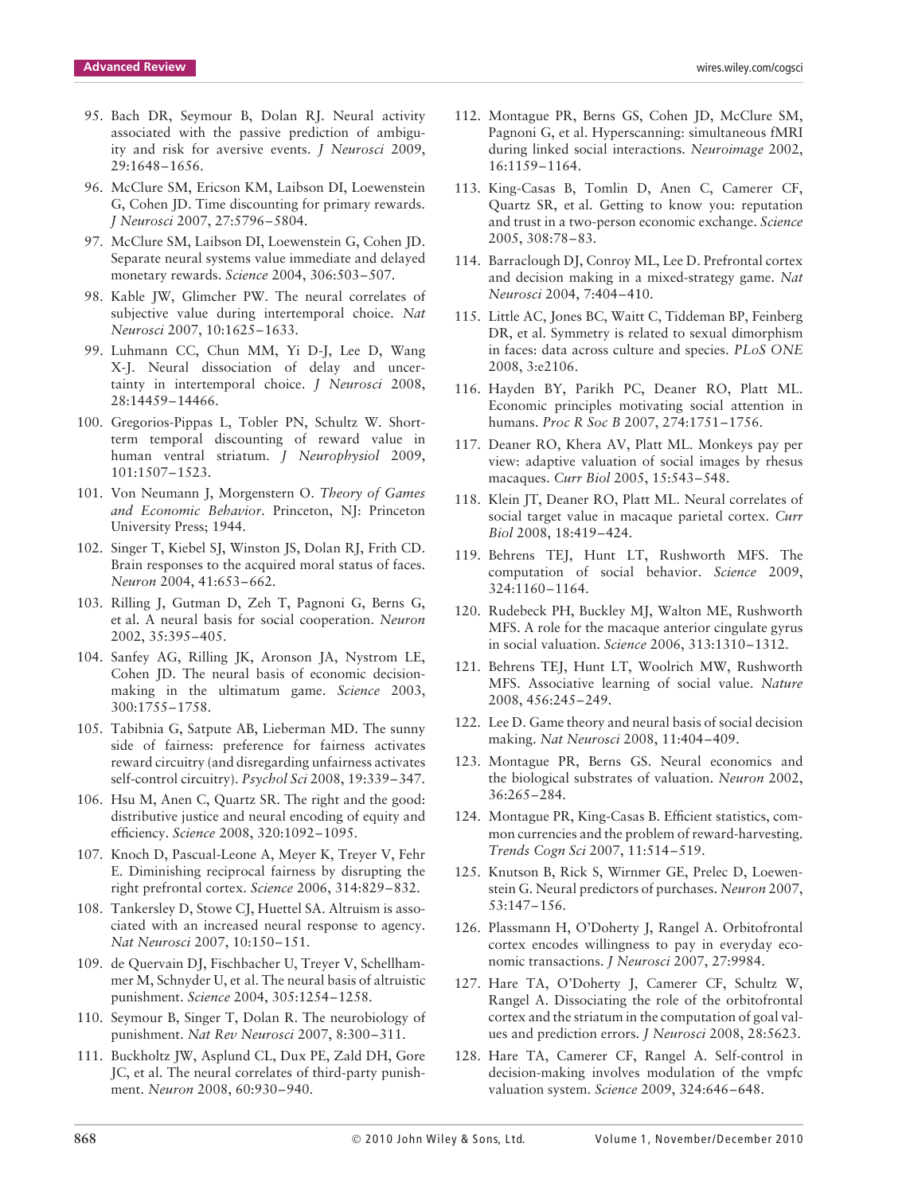95. Bach DR, Seymour B, Dolan RJ. Neural activity associated with the passive prediction of ambiguity and risk for aversive events. *J Neurosci* 2009, 29:1648–1656.

96. McClure SM, Ericson KM, Laibson DI, Loewenstein G, Cohen JD. Time discounting for primary rewards. *J Neurosci* 2007, 27:5796–5804.

97. McClure SM, Laibson DI, Loewenstein G, Cohen JD. Separate neural systems value immediate and delayed monetary rewards. *Science* 2004, 306:503–507.

98. Kable JW, Glimcher PW. The neural correlates of subjective value during intertemporal choice. *Nat Neurosci* 2007, 10:1625–1633.

99. Luhmann CC, Chun MM, Yi D-J, Lee D, Wang X-J. Neural dissociation of delay and uncertainty in intertemporal choice. *J Neurosci* 2008, 28:14459–14466.

100. Gregorios-Pippas L, Tobler PN, Schultz W. Short-term temporal discounting of reward value in human ventral striatum. *J Neurophysiol* 2009, 101:1507–1523.

101. Von Neumann J, Morgenstern O. *Theory of Games and Economic Behavior*. Princeton, NJ: Princeton University Press; 1944.

102. Singer T, Kiebel SJ, Winston JS, Dolan RJ, Frith CD. Brain responses to the acquired moral status of faces. *Neuron* 2004, 41:653–662.

103. Rilling J, Gutman D, Zeh T, Pagnoni G, Berns G, et al. A neural basis for social cooperation. *Neuron* 2002, 35:395–405.

104. Sanfey AG, Rilling JK, Aronson JA, Nystrom LE, Cohen JD. The neural basis of economic decision-making in the ultimatum game. *Science* 2003, 300:1755–1758.

105. Tabibnia G, Satpute AB, Lieberman MD. The sunny side of fairness: preference for fairness activates reward circuitry (and disregarding unfairness activates self-control circuitry). *Psychol Sci* 2008, 19:339–347.

106. Hsu M, Anen C, Quartz SR. The right and the good: distributive justice and neural encoding of equity and efficiency. *Science* 2008, 320:1092–1095.

107. Knoch D, Pascual-Leone A, Meyer K, Treyer V, Fehr E. Diminishing reciprocal fairness by disrupting the right prefrontal cortex. *Science* 2006, 314:829–832.

108. Tankersley D, Stowe CJ, Huettel SA. Altruism is associated with an increased neural response to agency. *Nat Neurosci* 2007, 10:150–151.

109. de Quervain DJ, Fischbacher U, Treyer V, Schellhammer M, Schnyder U, et al. The neural basis of altruistic punishment. *Science* 2004, 305:1254–1258.

110. Seymour B, Singer T, Dolan R. The neurobiology of punishment. *Nat Rev Neurosci* 2007, 8:300–311.

111. Buckholtz JW, Asplund CL, Dux PE, Zald DH, Gore JC, et al. The neural correlates of third-party punishment. *Neuron* 2008, 60:930–940.

112. Montague PR, Berns GS, Cohen JD, McClure SM, Pagnoni G, et al. Hyperscanning: simultaneous fMRI during linked social interactions. *Neuroimage* 2002, 16:1159–1164.

113. King-Casas B, Tomlin D, Anen C, Camerer CF, Quartz SR, et al. Getting to know you: reputation and trust in a two-person economic exchange. *Science* 2005, 308:78–83.

114. Barraclough DJ, Conroy ML, Lee D. Prefrontal cortex and decision making in a mixed-strategy game. *Nat Neurosci* 2004, 7:404–410.

115. Little AC, Jones BC, Waitt C, Tiddeman BP, Feinberg DR, et al. Symmetry is related to sexual dimorphism in faces: data across culture and species. *PLoS ONE* 2008, 3:e2106.

116. Hayden BY, Parikh PC, Deaner RO, Platt ML. Economic principles motivating social attention in humans. *Proc R Soc B* 2007, 274:1751–1756.

117. Deaner RO, Khera AV, Platt ML. Monkeys pay per view: adaptive valuation of social images by rhesus macaques. *Curr Biol* 2005, 15:543–548.

118. Klein JT, Deaner RO, Platt ML. Neural correlates of social target value in macaque parietal cortex. *Curr Biol* 2008, 18:419–424.

119. Behrens TEJ, Hunt LT, Rushworth MFS. The computation of social behavior. *Science* 2009, 324:1160–1164.

120. Rudebeck PH, Buckley MJ, Walton ME, Rushworth MFS. A role for the macaque anterior cingulate gyrus in social valuation. *Science* 2006, 313:1310–1312.

121. Behrens TEJ, Hunt LT, Woolrich MW, Rushworth MFS. Associative learning of social value. *Nature* 2008, 456:245–249.

122. Lee D. Game theory and neural basis of social decision making. *Nat Neurosci* 2008, 11:404–409.

123. Montague PR, Berns GS. Neural economics and the biological substrates of valuation. *Neuron* 2002, 36:265–284.

124. Montague PR, King-Casas B. Efficient statistics, common currencies and the problem of reward-harvesting. *Trends Cogn Sci* 2007, 11:514–519.

125. Knutson B, Rick S, Wirnmer GE, Prelec D, Loewenstein G. Neural predictors of purchases. *Neuron* 2007, 53:147–156.

126. Plassmann H, O'Doherty J, Rangel A. Orbitofrontal cortex encodes willingness to pay in everyday economic transactions. *J Neurosci* 2007, 27:9984.

127. Hare TA, O'Doherty J, Camerer CF, Schultz W, Rangel A. Dissociating the role of the orbitofrontal cortex and the striatum in the computation of goal values and prediction errors. *J Neurosci* 2008, 28:5623.

128. Hare TA, Camerer CF, Rangel A. Self-control in decision-making involves modulation of the vmpfc valuation system. *Science* 2009, 324:646–648.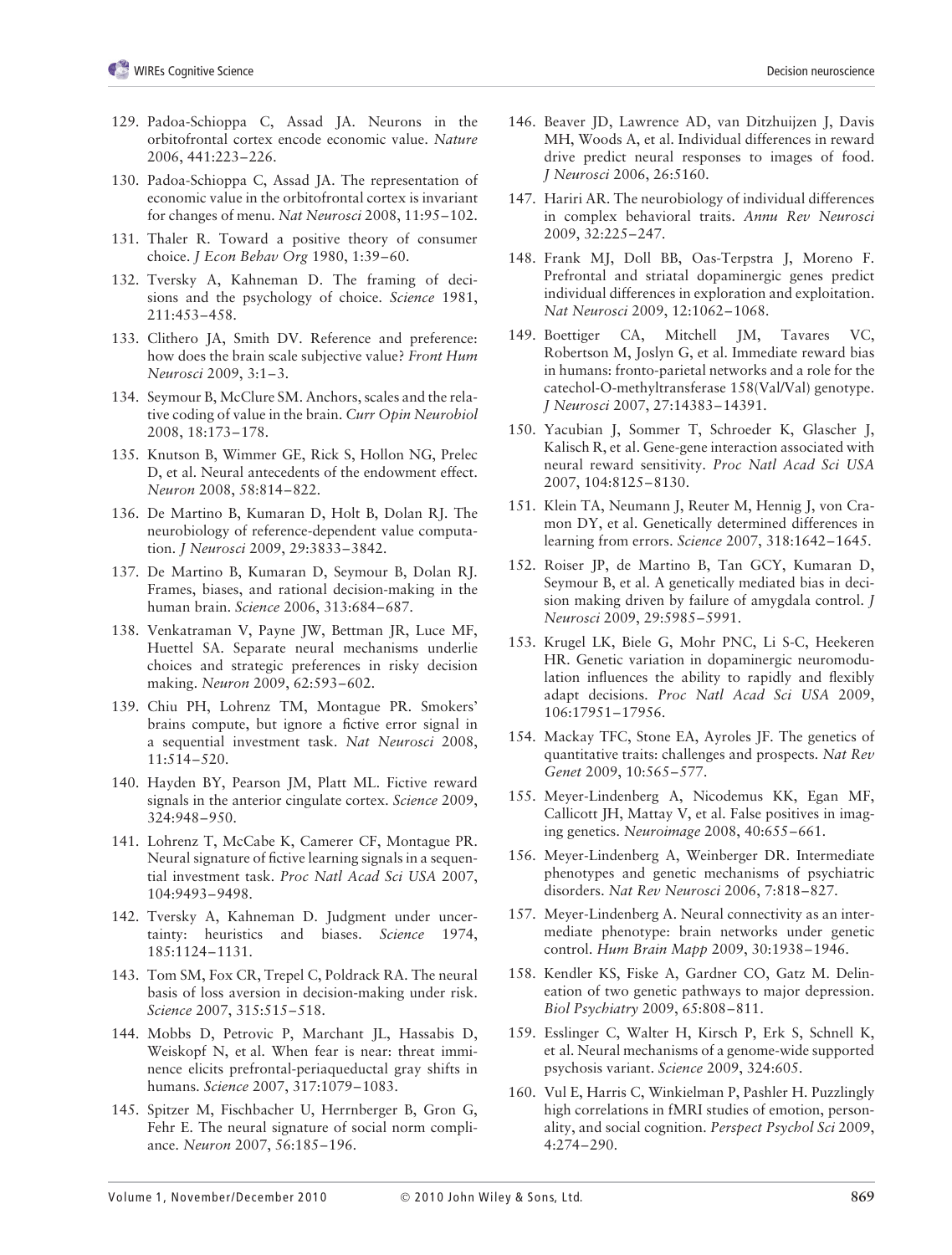129. Padoa-Schioppa C, Assad JA. Neurons in the orbitofrontal cortex encode economic value. *Nature* 2006, 441:223–226.

130. Padoa-Schioppa C, Assad JA. The representation of economic value in the orbitofrontal cortex is invariant for changes of menu. *Nat Neurosci* 2008, 11:95–102.

131. Thaler R. Toward a positive theory of consumer choice. *J Econ Behav Org* 1980, 1:39–60.

132. Tversky A, Kahneman D. The framing of decisions and the psychology of choice. *Science* 1981, 211:453–458.

133. Clithero JA, Smith DV. Reference and preference: how does the brain scale subjective value? *Front Hum Neurosci* 2009, 3:1–3.

134. Seymour B, McClure SM. Anchors, scales and the relative coding of value in the brain. *Curr Opin Neurobiol* 2008, 18:173–178.

135. Knutson B, Wimmer GE, Rick S, Hollon NG, Prelec D, et al. Neural antecedents of the endowment effect. *Neuron* 2008, 58:814–822.

136. De Martino B, Kumaran D, Holt B, Dolan RJ. The neurobiology of reference-dependent value computation. *J Neurosci* 2009, 29:3833–3842.

137. De Martino B, Kumaran D, Seymour B, Dolan RJ. Frames, biases, and rational decision-making in the human brain. *Science* 2006, 313:684–687.

138. Venkatraman V, Payne JW, Bettman JR, Luce MF, Huettel SA. Separate neural mechanisms underlie choices and strategic preferences in risky decision making. *Neuron* 2009, 62:593–602.

139. Chiu PH, Lohrenz TM, Montague PR. Smokers' brains compute, but ignore a fictive error signal in a sequential investment task. *Nat Neurosci* 2008, 11:514–520.

140. Hayden BY, Pearson JM, Platt ML. Fictive reward signals in the anterior cingulate cortex. *Science* 2009, 324:948–950.

141. Lohrenz T, McCabe K, Camerer CF, Montague PR. Neural signature of fictive learning signals in a sequential investment task. *Proc Natl Acad Sci USA* 2007, 104:9493–9498.

142. Tversky A, Kahneman D. Judgment under uncertainty: heuristics and biases. *Science* 1974, 185:1124–1131.

143. Tom SM, Fox CR, Trepel C, Poldrack RA. The neural basis of loss aversion in decision-making under risk. *Science* 2007, 315:515–518.

144. Mobbs D, Petrovic P, Marchant JL, Hassabis D, Weiskopf N, et al. When fear is near: threat imminence elicits prefrontal-periaqueductal gray shifts in humans. *Science* 2007, 317:1079–1083.

145. Spitzer M, Fischbacher U, Herrnberger B, Gron G, Fehr E. The neural signature of social norm compliance. *Neuron* 2007, 56:185–196.

146. Beaver JD, Lawrence AD, van Ditzhuijzen J, Davis MH, Woods A, et al. Individual differences in reward drive predict neural responses to images of food. *J Neurosci* 2006, 26:5160.

147. Hariri AR. The neurobiology of individual differences in complex behavioral traits. *Annu Rev Neurosci* 2009, 32:225–247.

148. Frank MJ, Doll BB, Oas-Terpstra J, Moreno F. Prefrontal and striatal dopaminergic genes predict individual differences in exploration and exploitation. *Nat Neurosci* 2009, 12:1062–1068.

149. Boettiger CA, Mitchell JM, Tavares VC, Robertson M, Joslyn G, et al. Immediate reward bias in humans: fronto-parietal networks and a role for the catechol-O-methyltransferase 158(Val/Val) genotype. *J Neurosci* 2007, 27:14383–14391.

150. Yacubian J, Sommer T, Schroeder K, Glascher J, Kalisch R, et al. Gene-gene interaction associated with neural reward sensitivity. *Proc Natl Acad Sci USA* 2007, 104:8125–8130.

151. Klein TA, Neumann J, Reuter M, Hennig J, von Cramon DY, et al. Genetically determined differences in learning from errors. *Science* 2007, 318:1642–1645.

152. Roiser JP, de Martino B, Tan GCY, Kumaran D, Seymour B, et al. A genetically mediated bias in decision making driven by failure of amygdala control. *J Neurosci* 2009, 29:5985–5991.

153. Krugel LK, Biele G, Mohr PNC, Li S-C, Heekeren HR. Genetic variation in dopaminergic neuromodulation influences the ability to rapidly and flexibly adapt decisions. *Proc Natl Acad Sci USA* 2009, 106:17951–17956.

154. Mackay TFC, Stone EA, Ayroles JF. The genetics of quantitative traits: challenges and prospects. *Nat Rev Genet* 2009, 10:565–577.

155. Meyer-Lindenberg A, Nicodemus KK, Egan MF, Callicott JH, Mattay V, et al. False positives in imaging genetics. *Neuroimage* 2008, 40:655–661.

156. Meyer-Lindenberg A, Weinberger DR. Intermediate phenotypes and genetic mechanisms of psychiatric disorders. *Nat Rev Neurosci* 2006, 7:818–827.

157. Meyer-Lindenberg A. Neural connectivity as an intermediate phenotype: brain networks under genetic control. *Hum Brain Mapp* 2009, 30:1938–1946.

158. Kendler KS, Fiske A, Gardner CO, Gatz M. Delineation of two genetic pathways to major depression. *Biol Psychiatry* 2009, 65:808–811.

159. Esslinger C, Walter H, Kirsch P, Erk S, Schnell K, et al. Neural mechanisms of a genome-wide supported psychosis variant. *Science* 2009, 324:605.

160. Vul E, Harris C, Winkielman P, Pashler H. Puzzlingly high correlations in fMRI studies of emotion, personality, and social cognition. *Perspect Psychol Sci* 2009, 4:274–290.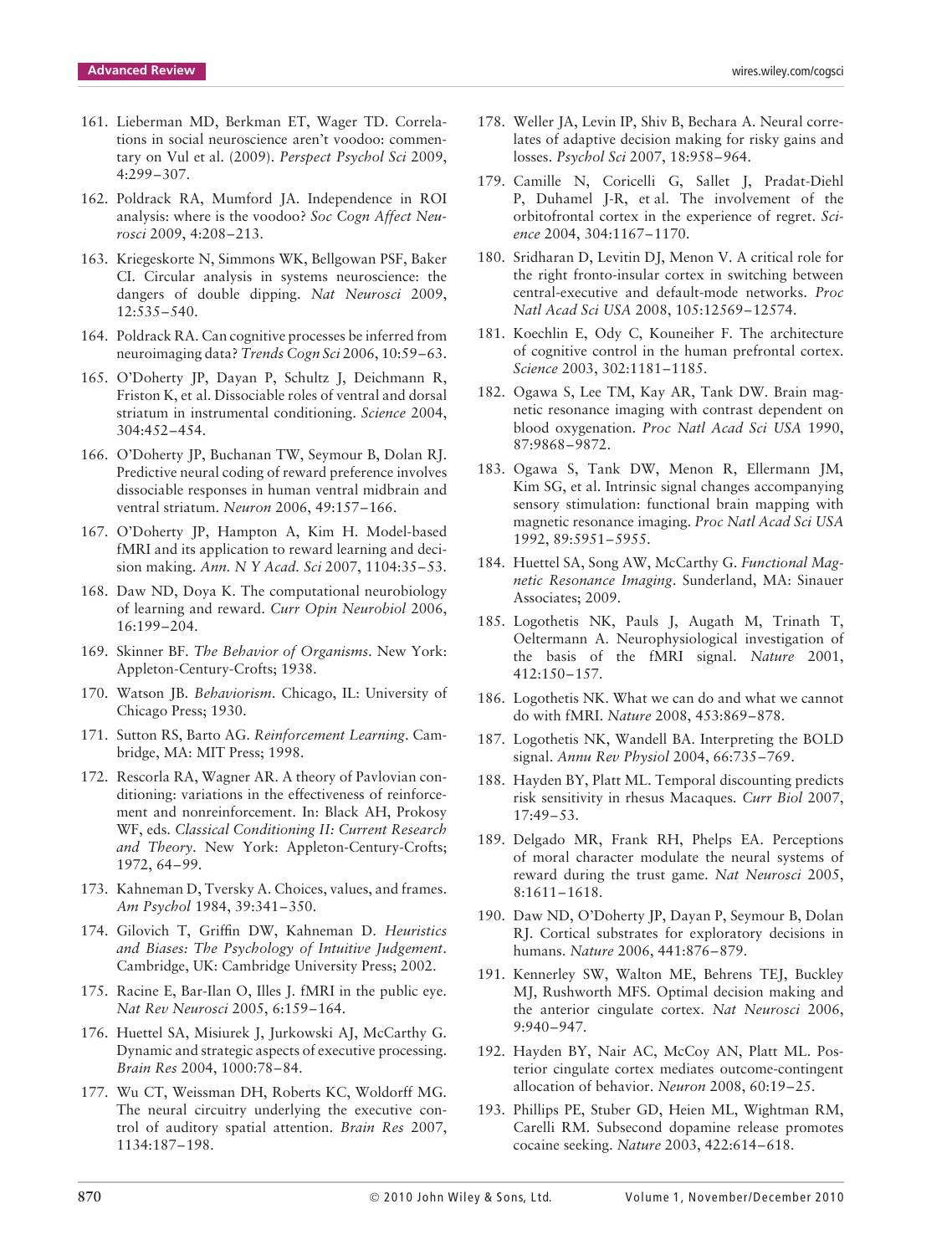161. Lieberman MD, Berkman ET, Wager TD. Correlations in social neuroscience aren't voodoo: commentary on Vul et al. (2009). *Perspect Psychol Sci* 2009, 4:299–307.

162. Poldrack RA, Mumford JA. Independence in ROI analysis: where is the voodoo? *Soc Cogn Affect Neurosci* 2009, 4:208–213.

163. Kriegeskorte N, Simmons WK, Bellgowan PSF, Baker CI. Circular analysis in systems neuroscience: the dangers of double dipping. *Nat Neurosci* 2009, 12:535–540.

164. Poldrack RA. Can cognitive processes be inferred from neuroimaging data? *Trends Cogn Sci* 2006, 10:59–63.

165. O'Doherty JP, Dayan P, Schultz J, Deichmann R, Friston K, et al. Dissociable roles of ventral and dorsal striatum in instrumental conditioning. *Science* 2004, 304:452–454.

166. O'Doherty JP, Buchanan TW, Seymour B, Dolan RJ. Predictive neural coding of reward preference involves dissociable responses in human ventral midbrain and ventral striatum. *Neuron* 2006, 49:157–166.

167. O'Doherty JP, Hampton A, Kim H. Model-based fMRI and its application to reward learning and decision making. *Ann. N Y Acad. Sci* 2007, 1104:35–53.

168. Daw ND, Doya K. The computational neurobiology of learning and reward. *Curr Opin Neurobiol* 2006, 16:199–204.

169. Skinner BF. *The Behavior of Organisms*. New York: Appleton-Century-Crofts; 1938.

170. Watson JB. *Behaviorism*. Chicago, IL: University of Chicago Press; 1930.

171. Sutton RS, Barto AG. *Reinforcement Learning*. Cambridge, MA: MIT Press; 1998.

172. Rescorla RA, Wagner AR. A theory of Pavlovian conditioning: variations in the effectiveness of reinforcement and nonreinforcement. In: Black AH, Prokosy WF, eds. *Classical Conditioning II: Current Research and Theory*. New York: Appleton-Century-Crofts; 1972, 64–99.

173. Kahneman D, Tversky A. Choices, values, and frames. *Am Psychol* 1984, 39:341–350.

174. Gilovich T, Griffin DW, Kahneman D. *Heuristics and Biases: The Psychology of Intuitive Judgement*. Cambridge, UK: Cambridge University Press; 2002.

175. Racine E, Bar-Ilan O, Illes J. fMRI in the public eye. *Nat Rev Neurosci* 2005, 6:159–164.

176. Huettel SA, Misiurek J, Jurkowski AJ, McCarthy G. Dynamic and strategic aspects of executive processing. *Brain Res* 2004, 1000:78–84.

177. Wu CT, Weissman DH, Roberts KC, Woldorff MG. The neural circuitry underlying the executive control of auditory spatial attention. *Brain Res* 2007, 1134:187–198.

178. Weller JA, Levin IP, Shiv B, Bechara A. Neural correlates of adaptive decision making for risky gains and losses. *Psychol Sci* 2007, 18:958–964.

179. Camille N, Coricelli G, Sallet J, Pradat-Diehl P, Duhamel J-R, et al. The involvement of the orbitofrontal cortex in the experience of regret. *Science* 2004, 304:1167–1170.

180. Sridharan D, Levitin DJ, Menon V. A critical role for the right fronto-insular cortex in switching between central-executive and default-mode networks. *Proc Natl Acad Sci USA* 2008, 105:12569–12574.

181. Koechlin E, Ody C, Kouneiher F. The architecture of cognitive control in the human prefrontal cortex. *Science* 2003, 302:1181–1185.

182. Ogawa S, Lee TM, Kay AR, Tank DW. Brain magnetic resonance imaging with contrast dependent on blood oxygenation. *Proc Natl Acad Sci USA* 1990, 87:9868–9872.

183. Ogawa S, Tank DW, Menon R, Ellermann JM, Kim SG, et al. Intrinsic signal changes accompanying sensory stimulation: functional brain mapping with magnetic resonance imaging. *Proc Natl Acad Sci USA* 1992, 89:5951–5955.

184. Huettel SA, Song AW, McCarthy G. *Functional Magnetic Resonance Imaging*. Sunderland, MA: Sinauer Associates; 2009.

185. Logothetis NK, Pauls J, Augath M, Trinath T, Oeltermann A. Neurophysiological investigation of the basis of the fMRI signal. *Nature* 2001, 412:150–157.

186. Logothetis NK. What we can do and what we cannot do with fMRI. *Nature* 2008, 453:869–878.

187. Logothetis NK, Wandell BA. Interpreting the BOLD signal. *Annu Rev Physiol* 2004, 66:735–769.

188. Hayden BY, Platt ML. Temporal discounting predicts risk sensitivity in rhesus Macaques. *Curr Biol* 2007, 17:49–53.

189. Delgado MR, Frank RH, Phelps EA. Perceptions of moral character modulate the neural systems of reward during the trust game. *Nat Neurosci* 2005, 8:1611–1618.

190. Daw ND, O'Doherty JP, Dayan P, Seymour B, Dolan RJ. Cortical substrates for exploratory decisions in humans. *Nature* 2006, 441:876–879.

191. Kennerley SW, Walton ME, Behrens TEJ, Buckley MJ, Rushworth MFS. Optimal decision making and the anterior cingulate cortex. *Nat Neurosci* 2006, 9:940–947.

192. Hayden BY, Nair AC, McCoy AN, Platt ML. Posterior cingulate cortex mediates outcome-contingent allocation of behavior. *Neuron* 2008, 60:19–25.

193. Phillips PE, Stuber GD, Heien ML, Wightman RM, Carelli RM. Subsecond dopamine release promotes cocaine seeking. *Nature* 2003, 422:614–618.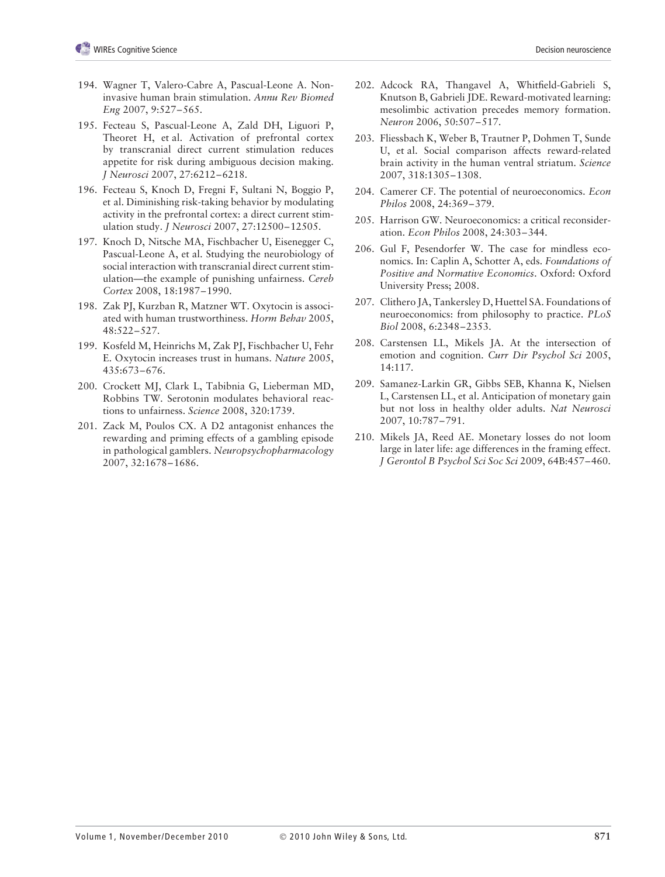194. Wagner T, Valero-Cabre A, Pascual-Leone A. Noninvasive human brain stimulation. *Annu Rev Biomed Eng* 2007, 9:527–565.

195. Fecteau S, Pascual-Leone A, Zald DH, Liguori P, Theoret H, et al. Activation of prefrontal cortex by transcranial direct current stimulation reduces appetite for risk during ambiguous decision making. *J Neurosci* 2007, 27:6212–6218.

196. Fecteau S, Knoch D, Fregni F, Sultani N, Boggio P, et al. Diminishing risk-taking behavior by modulating activity in the prefrontal cortex: a direct current stimulation study. *J Neurosci* 2007, 27:12500–12505.

197. Knoch D, Nitsche MA, Fischbacher U, Eisenegger C, Pascual-Leone A, et al. Studying the neurobiology of social interaction with transcranial direct current stimulation—the example of punishing unfairness. *Cereb Cortex* 2008, 18:1987–1990.

198. Zak PJ, Kurzban R, Matzner WT. Oxytocin is associated with human trustworthiness. *Horm Behav* 2005, 48:522–527.

199. Kosfeld M, Heinrichs M, Zak PJ, Fischbacher U, Fehr E. Oxytocin increases trust in humans. *Nature* 2005, 435:673–676.

200. Crockett MJ, Clark L, Tabibnia G, Lieberman MD, Robbins TW. Serotonin modulates behavioral reactions to unfairness. *Science* 2008, 320:1739.

201. Zack M, Poulos CX. A D2 antagonist enhances the rewarding and priming effects of a gambling episode in pathological gamblers. *Neuropsychopharmacology* 2007, 32:1678–1686.

202. Adcock RA, Thangavel A, Whitfield-Gabrieli S, Knutson B, Gabrieli JDE. Reward-motivated learning: mesolimbic activation precedes memory formation. *Neuron* 2006, 50:507–517.

203. Fliessbach K, Weber B, Trautner P, Dohmen T, Sunde U, et al. Social comparison affects reward-related brain activity in the human ventral striatum. *Science* 2007, 318:1305–1308.

204. Camerer CF. The potential of neuroeconomics. *Econ Philos* 2008, 24:369–379.

205. Harrison GW. Neuroeconomics: a critical reconsideration. *Econ Philos* 2008, 24:303–344.

206. Gul F, Pesendorfer W. The case for mindless economics. In: Caplin A, Schotter A, eds. *Foundations of Positive and Normative Economics*. Oxford: Oxford University Press; 2008.

207. Clithero JA, Tankersley D, Huettel SA. Foundations of neuroeconomics: from philosophy to practice. *PLoS Biol* 2008, 6:2348–2353.

208. Carstensen LL, Mikels JA. At the intersection of emotion and cognition. *Curr Dir Psychol Sci* 2005, 14:117.

209. Samanez-Larkin GR, Gibbs SEB, Khanna K, Nielsen L, Carstensen LL, et al. Anticipation of monetary gain but not loss in healthy older adults. *Nat Neurosci* 2007, 10:787–791.

210. Mikels JA, Reed AE. Monetary losses do not loom large in later life: age differences in the framing effect. *J Gerontol B Psychol Sci Soc Sci* 2009, 64B:457–460.